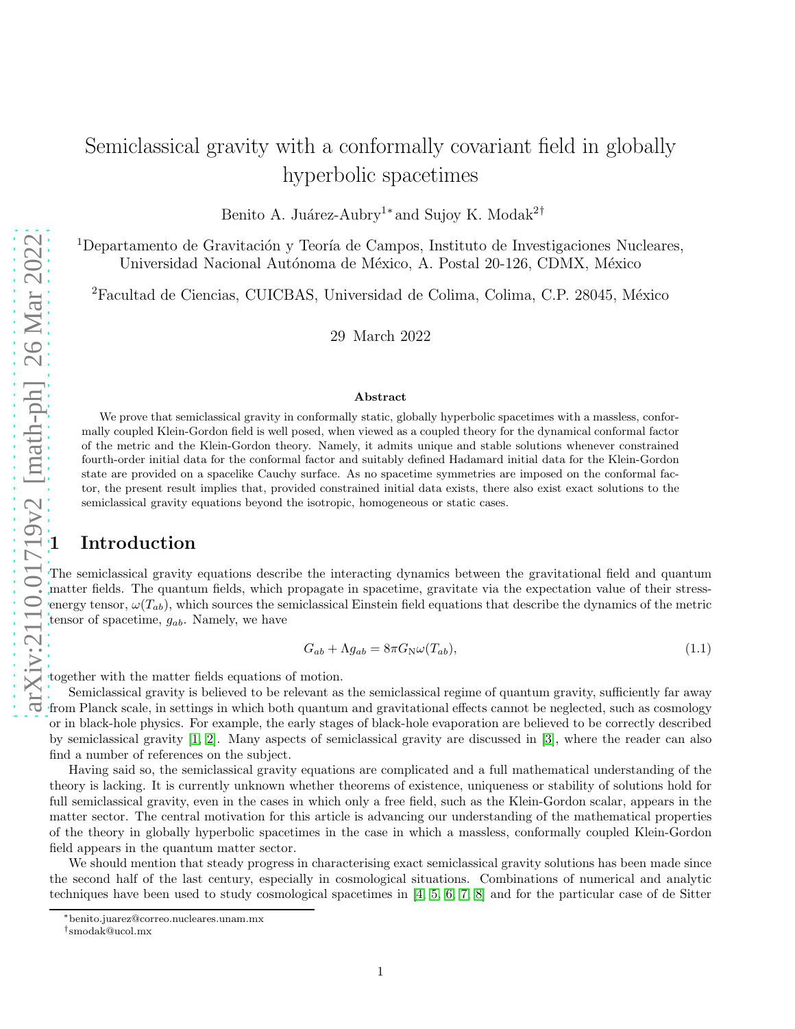# Semiclassical gravity with a conformally covariant field in globally hyperbolic spacetimes

Benito A. Juárez-Aubry[1]* and Sujoy K. Modak[2]†

[1]Departamento de Gravitación y Teoría de Campos, Instituto de Investigaciones Nucleares, Universidad Nacional Autónoma de México, A. Postal 20-126, CDMX, México

[2]Facultad de Ciencias, CUICBAS, Universidad de Colima, Colima, C.P. 28045, México

29 March 2022

### Abstract

We prove that semiclassical gravity in conformally static, globally hyperbolic spacetimes with a massless, conformally coupled Klein-Gordon field is well posed, when viewed as a coupled theory for the dynamical conformal factor of the metric and the Klein-Gordon theory. Namely, it admits unique and stable solutions whenever constrained fourth-order initial data for the conformal factor and suitably defined Hadamard initial data for the Klein-Gordon state are provided on a spacelike Cauchy surface. As no spacetime symmetries are imposed on the conformal factor, the present result implies that, provided constrained initial data exists, there also exist exact solutions to the semiclassical gravity equations beyond the isotropic, homogeneous or static cases.

## 1 Introduction

The semiclassical gravity equations describe the interacting dynamics between the gravitational field and quantum matter fields. The quantum fields, which propagate in spacetime, gravitate via the expectation value of their stress-energy tensor, $\omega(T_{ab})$, which sources the semiclassical Einstein field equations that describe the dynamics of the metric tensor of spacetime, $g_{ab}$. Namely, we have

$$G_{ab} + \Lambda g_{ab} = 8\pi G_{\rm N} \omega(T_{ab}), \tag{1.1}$$

together with the matter fields equations of motion.

Semiclassical gravity is believed to be relevant as the semiclassical regime of quantum gravity, sufficiently far away from Planck scale, in settings in which both quantum and gravitational effects cannot be neglected, such as cosmology or in black-hole physics. For example, the early stages of black-hole evaporation are believed to be correctly described by semiclassical gravity [1, 2]. Many aspects of semiclassical gravity are discussed in [3], where the reader can also find a number of references on the subject.

Having said so, the semiclassical gravity equations are complicated and a full mathematical understanding of the theory is lacking. It is currently unknown whether theorems of existence, uniqueness or stability of solutions hold for full semiclassical gravity, even in the cases in which only a free field, such as the Klein-Gordon scalar, appears in the matter sector. The central motivation for this article is advancing our understanding of the mathematical properties of the theory in globally hyperbolic spacetimes in the case in which a massless, conformally coupled Klein-Gordon field appears in the quantum matter sector.

We should mention that steady progress in characterising exact semiclassical gravity solutions has been made since the second half of the last century, especially in cosmological situations. Combinations of numerical and analytic techniques have been used to study cosmological spacetimes in [4, 5, 6, 7, 8] and for the particular case of de Sitter

*benito.juarez@correo.nucleares.unam.mx
†smodak@ucol.mx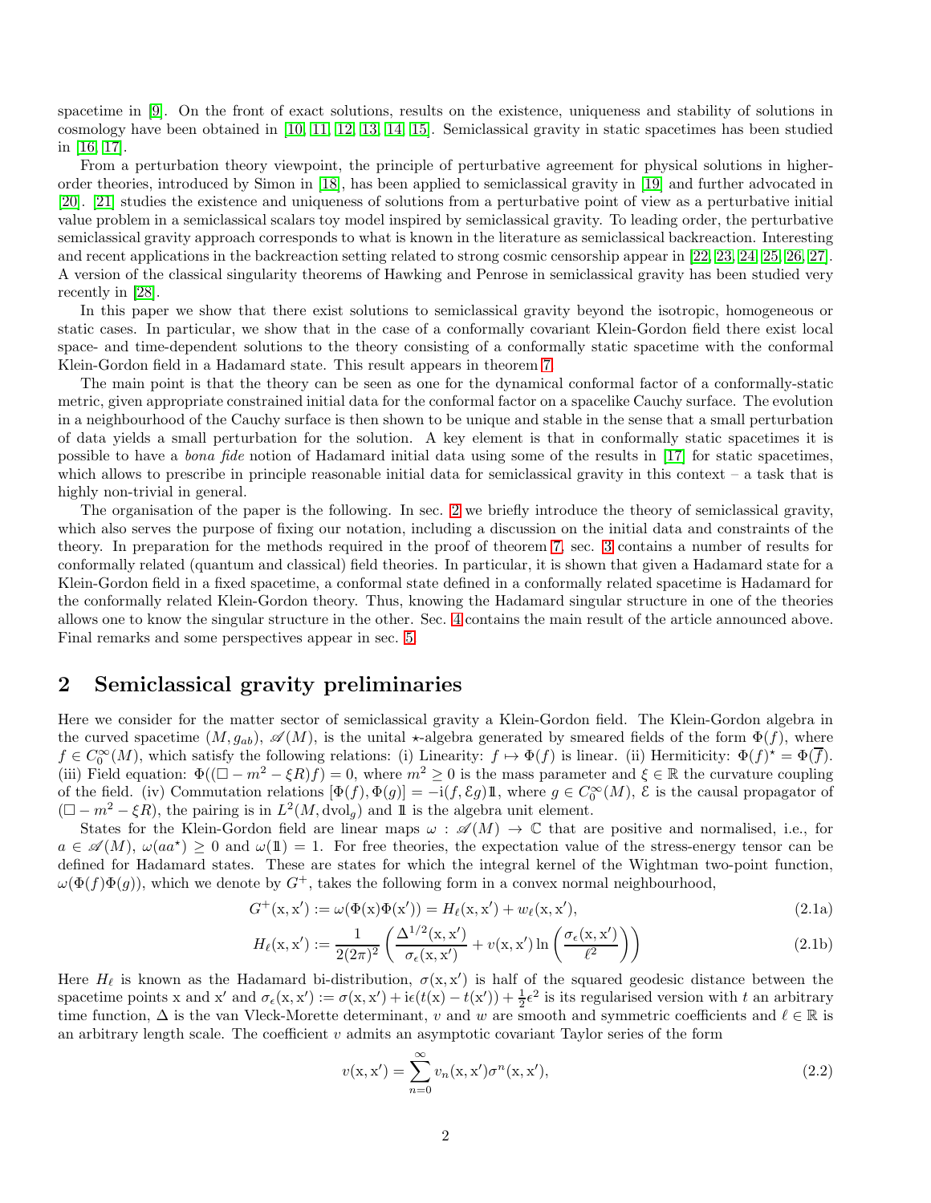spacetime in [9]. On the front of exact solutions, results on the existence, uniqueness and stability of solutions in cosmology have been obtained in [10, 11, 12, 13, 14, 15]. Semiclassical gravity in static spacetimes has been studied in [16, 17].

From a perturbation theory viewpoint, the principle of perturbative agreement for physical solutions in higher-order theories, introduced by Simon in [18], has been applied to semiclassical gravity in [19] and further advocated in [20]. [21] studies the existence and uniqueness of solutions from a perturbative point of view as a perturbative initial value problem in a semiclassical scalars toy model inspired by semiclassical gravity. To leading order, the perturbative semiclassical gravity approach corresponds to what is known in the literature as semiclassical backreaction. Interesting and recent applications in the backreaction setting related to strong cosmic censorship appear in [22, 23, 24, 25, 26, 27]. A version of the classical singularity theorems of Hawking and Penrose in semiclassical gravity has been studied very recently in [28].

In this paper we show that there exist solutions to semiclassical gravity beyond the isotropic, homogeneous or static cases. In particular, we show that in the case of a conformally covariant Klein-Gordon field there exist local space- and time-dependent solutions to the theory consisting of a conformally static spacetime with the conformal Klein-Gordon field in a Hadamard state. This result appears in theorem 7.

The main point is that the theory can be seen as one for the dynamical conformal factor of a conformally-static metric, given appropriate constrained initial data for the conformal factor on a spacelike Cauchy surface. The evolution in a neighbourhood of the Cauchy surface is then shown to be unique and stable in the sense that a small perturbation of data yields a small perturbation for the solution. A key element is that in conformally static spacetimes it is possible to have a *bona fide* notion of Hadamard initial data using some of the results in [17] for static spacetimes, which allows to prescribe in principle reasonable initial data for semiclassical gravity in this context – a task that is highly non-trivial in general.

The organisation of the paper is the following. In sec. 2 we briefly introduce the theory of semiclassical gravity, which also serves the purpose of fixing our notation, including a discussion on the initial data and constraints of the theory. In preparation for the methods required in the proof of theorem 7, sec. 3 contains a number of results for conformally related (quantum and classical) field theories. In particular, it is shown that given a Hadamard state for a Klein-Gordon field in a fixed spacetime, a conformal state defined in a conformally related spacetime is Hadamard for the conformally related Klein-Gordon theory. Thus, knowing the Hadamard singular structure in one of the theories allows one to know the singular structure in the other. Sec. 4 contains the main result of the article announced above. Final remarks and some perspectives appear in sec. 5.

## 2 Semiclassical gravity preliminaries

Here we consider for the matter sector of semiclassical gravity a Klein-Gordon field. The Klein-Gordon algebra in the curved spacetime $(M, g_{ab})$, $\mathscr{A}(M)$, is the unital $\star$-algebra generated by smeared fields of the form $\Phi(f)$, where $f \in C_0^\infty(M)$, which satisfy the following relations: (i) Linearity: $f \mapsto \Phi(f)$ is linear. (ii) Hermiticity: $\Phi(f)^\star = \Phi(\overline{f})$. (iii) Field equation: $\Phi((\Box - m^2 - \xi R)f) = 0$, where $m^2 \geq 0$ is the mass parameter and $\xi \in \mathbb{R}$ the curvature coupling of the field. (iv) Commutation relations $[\Phi(f), \Phi(g)] = -\mathrm{i}(f, \mathcal{E}g)\mathbb{1}$, where $g \in C_0^\infty(M)$, $\mathcal{E}$ is the causal propagator of $(\Box - m^2 - \xi R)$, the pairing is in $L^2(M, \mathrm{dvol}_g)$ and $\mathbb{1}$ is the algebra unit element.

States for the Klein-Gordon field are linear maps $\omega : \mathscr{A}(M) \to \mathbb{C}$ that are positive and normalised, i.e., for $a \in \mathscr{A}(M)$, $\omega(aa^\star) \geq 0$ and $\omega(\mathbb{1}) = 1$. For free theories, the expectation value of the stress-energy tensor can be defined for Hadamard states. These are states for which the integral kernel of the Wightman two-point function, $\omega(\Phi(f)\Phi(g))$, which we denote by $G^+$, takes the following form in a convex normal neighbourhood,

$$G^+(\mathrm{x}, \mathrm{x}') := \omega(\Phi(\mathrm{x})\Phi(\mathrm{x}')) = H_\ell(\mathrm{x}, \mathrm{x}') + w_\ell(\mathrm{x}, \mathrm{x}'), \tag{2.1a}$$

$$H_\ell(\mathrm{x}, \mathrm{x}') := \frac{1}{2(2\pi)^2}\left(\frac{\Delta^{1/2}(\mathrm{x}, \mathrm{x}')}{\sigma_\epsilon(\mathrm{x}, \mathrm{x}')} + v(\mathrm{x}, \mathrm{x}') \ln\left(\frac{\sigma_\epsilon(\mathrm{x}, \mathrm{x}')}{\ell^2}\right)\right) \tag{2.1b}$$

Here $H_\ell$ is known as the Hadamard bi-distribution, $\sigma(\mathrm{x}, \mathrm{x}')$ is half of the squared geodesic distance between the spacetime points x and x' and $\sigma_\epsilon(\mathrm{x}, \mathrm{x}') := \sigma(\mathrm{x}, \mathrm{x}') + \mathrm{i}\epsilon(t(\mathrm{x}) - t(\mathrm{x}')) + \frac{1}{2}\epsilon^2$ is its regularised version with $t$ an arbitrary time function, $\Delta$ is the van Vleck-Morette determinant, $v$ and $w$ are smooth and symmetric coefficients and $\ell \in \mathbb{R}$ is an arbitrary length scale. The coefficient $v$ admits an asymptotic covariant Taylor series of the form

$$v(\mathrm{x}, \mathrm{x}') = \sum_{n=0}^{\infty} v_n(\mathrm{x}, \mathrm{x}')\sigma^n(\mathrm{x}, \mathrm{x}'), \tag{2.2}$$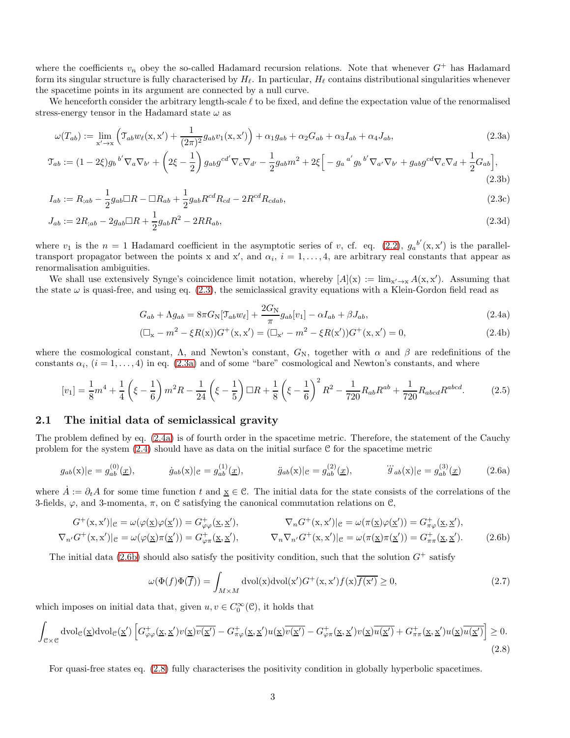where the coefficients $v_n$ obey the so-called Hadamard recursion relations. Note that whenever $G^+$ has Hadamard form its singular structure is fully characterised by $H_\ell$. In particular, $H_\ell$ contains distributional singularities whenever the spacetime points in its argument are connected by a null curve.

We henceforth consider the arbitrary length-scale $\ell$ to be fixed, and define the expectation value of the renormalised stress-energy tensor in the Hadamard state $\omega$ as

$$\omega(T_{ab}) := \lim_{\mathrm{x}'\to\mathrm{x}} \left( \mathcal{T}_{ab} w_\ell(\mathrm{x},\mathrm{x}') + \frac{1}{(2\pi)^2} g_{ab} v_1(\mathrm{x},\mathrm{x}') \right) + \alpha_1 g_{ab} + \alpha_2 G_{ab} + \alpha_3 I_{ab} + \alpha_4 J_{ab}, \tag{2.3a}$$

$$\mathcal{T}_{ab} := (1-2\xi) g_b{}^{b'} \nabla_a \nabla_{b'} + \left(2\xi - \frac{1}{2}\right) g_{ab} g^{cd'} \nabla_c \nabla_{d'} - \frac{1}{2} g_{ab} m^2 + 2\xi \Big[ - g_a{}^{a'} g_b{}^{b'} \nabla_{a'} \nabla_{b'} + g_{ab} g^{cd} \nabla_c \nabla_d + \frac{1}{2} G_{ab} \Big], \tag{2.3b}$$

$$I_{ab} := R_{;ab} - \frac{1}{2} g_{ab} \Box R - \Box R_{ab} + \frac{1}{2} g_{ab} R^{cd} R_{cd} - 2 R^{cd} R_{cdab}, \tag{2.3c}$$

$$J_{ab} := 2 R_{;ab} - 2 g_{ab} \Box R + \frac{1}{2} g_{ab} R^2 - 2 R R_{ab}, \tag{2.3d}$$

where $v_1$ is the $n = 1$ Hadamard coefficient in the asymptotic series of $v$, cf. eq. (2.2), $g_a{}^{b'}(\mathrm{x},\mathrm{x}')$ is the parallel-transport propagator between the points x and x′, and $\alpha_i$, $i = 1,\ldots,4$, are arbitrary real constants that appear as renormalisation ambiguities.

We shall use extensively Synge's coincidence limit notation, whereby $[A](\mathrm{x}) := \lim_{\mathrm{x}'\to\mathrm{x}} A(\mathrm{x},\mathrm{x}')$. Assuming that the state $\omega$ is quasi-free, and using eq. (2.3), the semiclassical gravity equations with a Klein-Gordon field read as

$$G_{ab} + \Lambda g_{ab} = 8\pi G_{\mathrm{N}} [\mathcal{T}_{ab} w_\ell] + \frac{2G_{\mathrm{N}}}{\pi} g_{ab} [v_1] - \alpha I_{ab} + \beta J_{ab}, \tag{2.4a}$$

$$(\Box_{\mathrm{x}} - m^2 - \xi R(\mathrm{x})) G^+(\mathrm{x},\mathrm{x}') = (\Box_{\mathrm{x}'} - m^2 - \xi R(\mathrm{x}')) G^+(\mathrm{x},\mathrm{x}') = 0, \tag{2.4b}$$

where the cosmological constant, $\Lambda$, and Newton's constant, $G_{\mathrm{N}}$, together with $\alpha$ and $\beta$ are redefinitions of the constants $\alpha_i$, $(i = 1,\ldots,4)$ in eq. (2.3a) and of some "bare" cosmological and Newton's constants, and where

$$[v_1] = \frac{1}{8} m^4 + \frac{1}{4}\left(\xi - \frac{1}{6}\right) m^2 R - \frac{1}{24}\left(\xi - \frac{1}{5}\right) \Box R + \frac{1}{8}\left(\xi - \frac{1}{6}\right)^2 R^2 - \frac{1}{720} R_{ab} R^{ab} + \frac{1}{720} R_{abcd} R^{abcd}. \tag{2.5}$$

## 2.1 The initial data of semiclassical gravity

The problem defined by eq. (2.4a) is of fourth order in the spacetime metric. Therefore, the statement of the Cauchy problem for the system (2.4) should have as data on the initial surface $\mathcal{C}$ for the spacetime metric

$$g_{ab}(\mathrm{x})|_{\mathcal{C}} = g^{(0)}_{ab}(\underline{x}), \qquad \dot{g}_{ab}(\mathrm{x})|_{\mathcal{C}} = g^{(1)}_{ab}(\underline{x}), \qquad \ddot{g}_{ab}(\mathrm{x})|_{\mathcal{C}} = g^{(2)}_{ab}(\underline{x}), \qquad \dddot{g}_{ab}(\mathrm{x})|_{\mathcal{C}} = g^{(3)}_{ab}(\underline{x}) \tag{2.6a}$$

where $\dot{A} := \partial_t A$ for some time function $t$ and $\underline{\mathrm{x}} \in \mathcal{C}$. The initial data for the state consists of the correlations of the 3-fields, $\varphi$, and 3-momenta, $\pi$, on $\mathcal{C}$ satisfying the canonical commutation relations on $\mathcal{C}$,

$$\begin{aligned} G^+(\mathrm{x},\mathrm{x}')|_{\mathcal{C}} &= \omega(\varphi(\underline{\mathrm{x}})\varphi(\underline{\mathrm{x}}')) = G^+_{\varphi\varphi}(\underline{\mathrm{x}},\underline{\mathrm{x}}'), & \nabla_n G^+(\mathrm{x},\mathrm{x}')|_{\mathcal{C}} &= \omega(\pi(\underline{\mathrm{x}})\varphi(\underline{\mathrm{x}}')) = G^+_{\pi\varphi}(\underline{\mathrm{x}},\underline{\mathrm{x}}'), \\ \nabla_{n'} G^+(\mathrm{x},\mathrm{x}')|_{\mathcal{C}} &= \omega(\varphi(\underline{\mathrm{x}})\pi(\underline{\mathrm{x}}')) = G^+_{\varphi\pi}(\underline{\mathrm{x}},\underline{\mathrm{x}}'), & \nabla_n \nabla_{n'} G^+(\mathrm{x},\mathrm{x}')|_{\mathcal{C}} &= \omega(\pi(\underline{\mathrm{x}})\pi(\underline{\mathrm{x}}')) = G^+_{\pi\pi}(\underline{\mathrm{x}},\underline{\mathrm{x}}'). \end{aligned} \tag{2.6b}$$

The initial data (2.6b) should also satisfy the positivity condition, such that the solution $G^+$ satisfy

$$\omega(\Phi(f)\Phi(\overline{f})) = \int_{M\times M} \mathrm{dvol}(\mathrm{x}) \mathrm{dvol}(\mathrm{x}') G^+(\mathrm{x},\mathrm{x}') f(\mathrm{x}) \overline{f(\mathrm{x}')} \geq 0, \tag{2.7}$$

which imposes on initial data that, given $u, v \in C_0^\infty(\mathcal{C})$, it holds that

$$\int_{\mathcal{C}\times\mathcal{C}} \mathrm{dvol}_{\mathcal{C}}(\underline{\mathrm{x}}) \mathrm{dvol}_{\mathcal{C}}(\underline{\mathrm{x}}') \left[ G^+_{\varphi\varphi}(\underline{\mathrm{x}},\underline{\mathrm{x}}') v(\underline{\mathrm{x}}) \overline{v(\underline{\mathrm{x}}')} - G^+_{\pi\varphi}(\underline{\mathrm{x}},\underline{\mathrm{x}}') u(\underline{\mathrm{x}}) \overline{v(\underline{\mathrm{x}}')} - G^+_{\varphi\pi}(\underline{\mathrm{x}},\underline{\mathrm{x}}') v(\underline{\mathrm{x}}) \overline{u(\underline{\mathrm{x}}')} + G^+_{\pi\pi}(\underline{\mathrm{x}},\underline{\mathrm{x}}') u(\underline{\mathrm{x}}) \overline{u(\underline{\mathrm{x}}')} \right] \geq 0. \tag{2.8}$$

For quasi-free states eq. (2.8) fully characterises the positivity condition in globally hyperbolic spacetimes.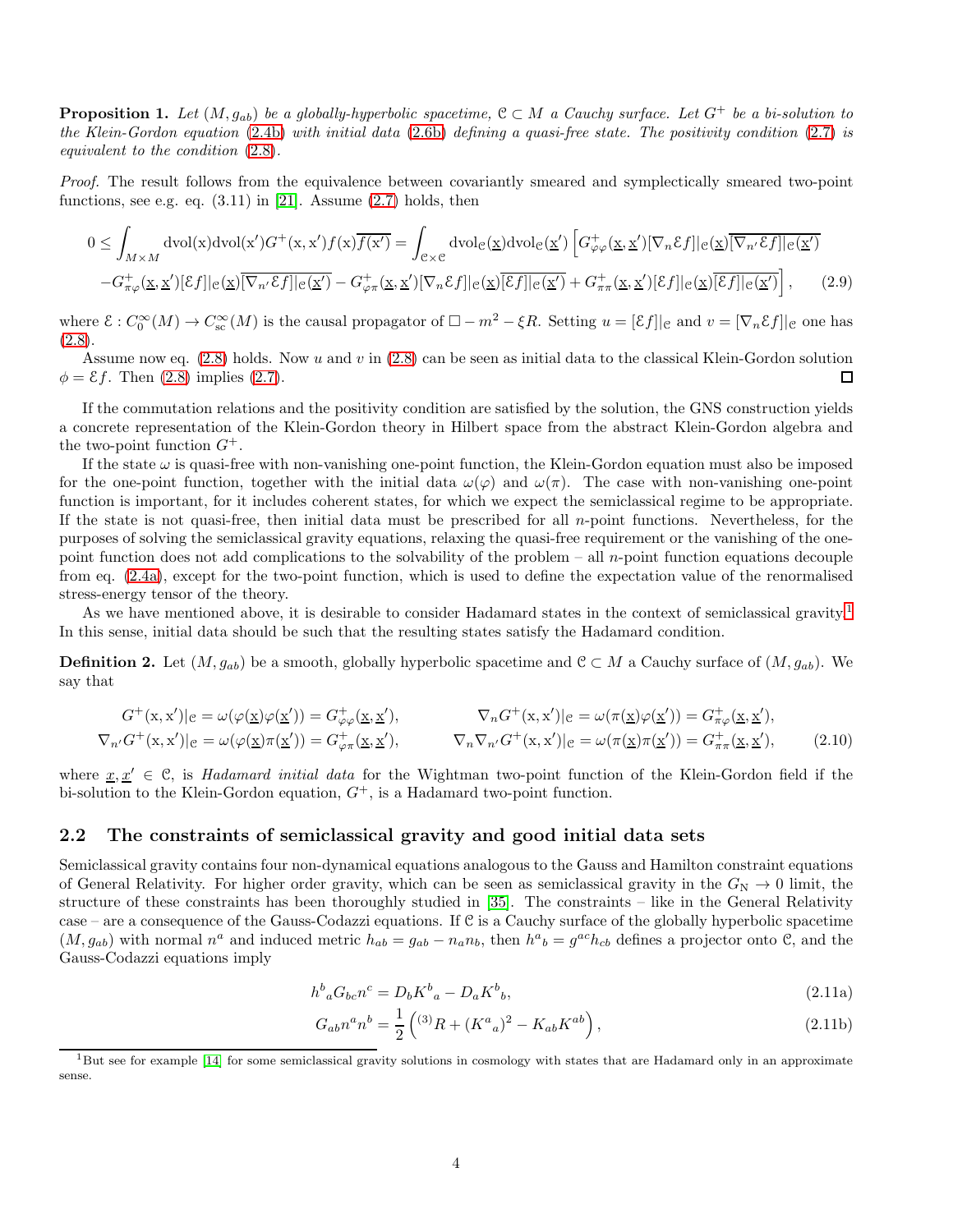**Proposition 1.** *Let $(M, g_{ab})$ be a globally-hyperbolic spacetime, $\mathcal{C} \subset M$ a Cauchy surface. Let $G^+$ be a bi-solution to the Klein-Gordon equation (2.4b) with initial data (2.6b) defining a quasi-free state. The positivity condition (2.7) is equivalent to the condition (2.8).*

*Proof.* The result follows from the equivalence between covariantly smeared and symplectically smeared two-point functions, see e.g. eq. (3.11) in [21]. Assume (2.7) holds, then

$$
\begin{aligned}
0 \leq \int_{M\times M} \mathrm{dvol}(\mathrm{x})\mathrm{dvol}(\mathrm{x}') G^+(\mathrm{x},\mathrm{x}') f(\mathrm{x})\overline{f(\mathrm{x}')} = \int_{\mathcal{C}\times\mathcal{C}} \mathrm{dvol}_{\mathcal{C}}(\underline{\mathrm{x}})\mathrm{dvol}_{\mathcal{C}}(\underline{\mathrm{x}}') \Big[ G^+_{\varphi\varphi}(\underline{\mathrm{x}},\underline{\mathrm{x}}')[\nabla_n \mathcal{E} f]|_{\mathcal{C}}(\underline{\mathrm{x}})\overline{[\nabla_{n'}\mathcal{E} f]|_{\mathcal{C}}(\underline{\mathrm{x}}')} \\
- G^+_{\pi\varphi}(\underline{\mathrm{x}},\underline{\mathrm{x}}')[\mathcal{E} f]|_{\mathcal{C}}(\underline{\mathrm{x}})\overline{[\nabla_{n'}\mathcal{E} f]|_{\mathcal{C}}(\underline{\mathrm{x}}')} - G^+_{\varphi\pi}(\underline{\mathrm{x}},\underline{\mathrm{x}}')[\nabla_n \mathcal{E} f]|_{\mathcal{C}}(\underline{\mathrm{x}})\overline{[\mathcal{E} f]|_{\mathcal{C}}(\underline{\mathrm{x}}')} + G^+_{\pi\pi}(\underline{\mathrm{x}},\underline{\mathrm{x}}')[\mathcal{E} f]|_{\mathcal{C}}(\underline{\mathrm{x}})\overline{[\mathcal{E} f]|_{\mathcal{C}}(\underline{\mathrm{x}}')} \Big], \qquad (2.9)
\end{aligned}
$$

where $\mathcal{E} : C_0^\infty(M) \to C_{\mathrm{sc}}^\infty(M)$ is the causal propagator of $\Box - m^2 - \xi R$. Setting $u = [\mathcal{E} f]|_{\mathcal{C}}$ and $v = [\nabla_n \mathcal{E} f]|_{\mathcal{C}}$ one has (2.8).

Assume now eq. (2.8) holds. Now $u$ and $v$ in (2.8) can be seen as initial data to the classical Klein-Gordon solution $\phi = \mathcal{E} f$. Then (2.8) implies (2.7). ◻

If the commutation relations and the positivity condition are satisfied by the solution, the GNS construction yields a concrete representation of the Klein-Gordon theory in Hilbert space from the abstract Klein-Gordon algebra and the two-point function $G^+$.

If the state $\omega$ is quasi-free with non-vanishing one-point function, the Klein-Gordon equation must also be imposed for the one-point function, together with the initial data $\omega(\varphi)$ and $\omega(\pi)$. The case with non-vanishing one-point function is important, for it includes coherent states, for which we expect the semiclassical regime to be appropriate. If the state is not quasi-free, then initial data must be prescribed for all $n$-point functions. Nevertheless, for the purposes of solving the semiclassical gravity equations, relaxing the quasi-free requirement or the vanishing of the one-point function does not add complications to the solvability of the problem – all $n$-point function equations decouple from eq. (2.4a), except for the two-point function, which is used to define the expectation value of the renormalised stress-energy tensor of the theory.

As we have mentioned above, it is desirable to consider Hadamard states in the context of semiclassical gravity.[1] In this sense, initial data should be such that the resulting states satisfy the Hadamard condition.

**Definition 2.** Let $(M, g_{ab})$ be a smooth, globally hyperbolic spacetime and $\mathcal{C} \subset M$ a Cauchy surface of $(M, g_{ab})$. We say that

$$
\begin{aligned}
G^+(\mathrm{x},\mathrm{x}')|_{\mathcal{C}} &= \omega(\varphi(\underline{\mathrm{x}})\varphi(\underline{\mathrm{x}}')) = G^+_{\varphi\varphi}(\underline{\mathrm{x}},\underline{\mathrm{x}}'), & \nabla_n G^+(\mathrm{x},\mathrm{x}')|_{\mathcal{C}} &= \omega(\pi(\underline{\mathrm{x}})\varphi(\underline{\mathrm{x}}')) = G^+_{\pi\varphi}(\underline{\mathrm{x}},\underline{\mathrm{x}}'), \\
\nabla_{n'} G^+(\mathrm{x},\mathrm{x}')|_{\mathcal{C}} &= \omega(\varphi(\underline{\mathrm{x}})\pi(\underline{\mathrm{x}}')) = G^+_{\varphi\pi}(\underline{\mathrm{x}},\underline{\mathrm{x}}'), & \nabla_n\nabla_{n'} G^+(\mathrm{x},\mathrm{x}')|_{\mathcal{C}} &= \omega(\pi(\underline{\mathrm{x}})\pi(\underline{\mathrm{x}}')) = G^+_{\pi\pi}(\underline{\mathrm{x}},\underline{\mathrm{x}}'),
\end{aligned} \qquad (2.10)
$$

where $\underline{x}, \underline{x}' \in \mathcal{C}$, is *Hadamard initial data* for the Wightman two-point function of the Klein-Gordon field if the bi-solution to the Klein-Gordon equation, $G^+$, is a Hadamard two-point function.

## 2.2 The constraints of semiclassical gravity and good initial data sets

Semiclassical gravity contains four non-dynamical equations analogous to the Gauss and Hamilton constraint equations of General Relativity. For higher order gravity, which can be seen as semiclassical gravity in the $G_{\mathrm{N}} \to 0$ limit, the structure of these constraints has been thoroughly studied in [35]. The constraints – like in the General Relativity case – are a consequence of the Gauss-Codazzi equations. If $\mathcal{C}$ is a Cauchy surface of the globally hyperbolic spacetime $(M, g_{ab})$ with normal $n^a$ and induced metric $h_{ab} = g_{ab} - n_a n_b$, then $h^a{}_b = g^{ac} h_{cb}$ defines a projector onto $\mathcal{C}$, and the Gauss-Codazzi equations imply

$$
h^b{}_a G_{bc} n^c = D_b K^b{}_a - D_a K^b{}_b, \qquad (2.11\text{a})
$$

$$
G_{ab} n^a n^b = \frac{1}{2}\left({}^{(3)}R + (K^a{}_a)^2 - K_{ab}K^{ab}\right), \qquad (2.11\text{b})
$$

[1] But see for example [14] for some semiclassical gravity solutions in cosmology with states that are Hadamard only in an approximate sense.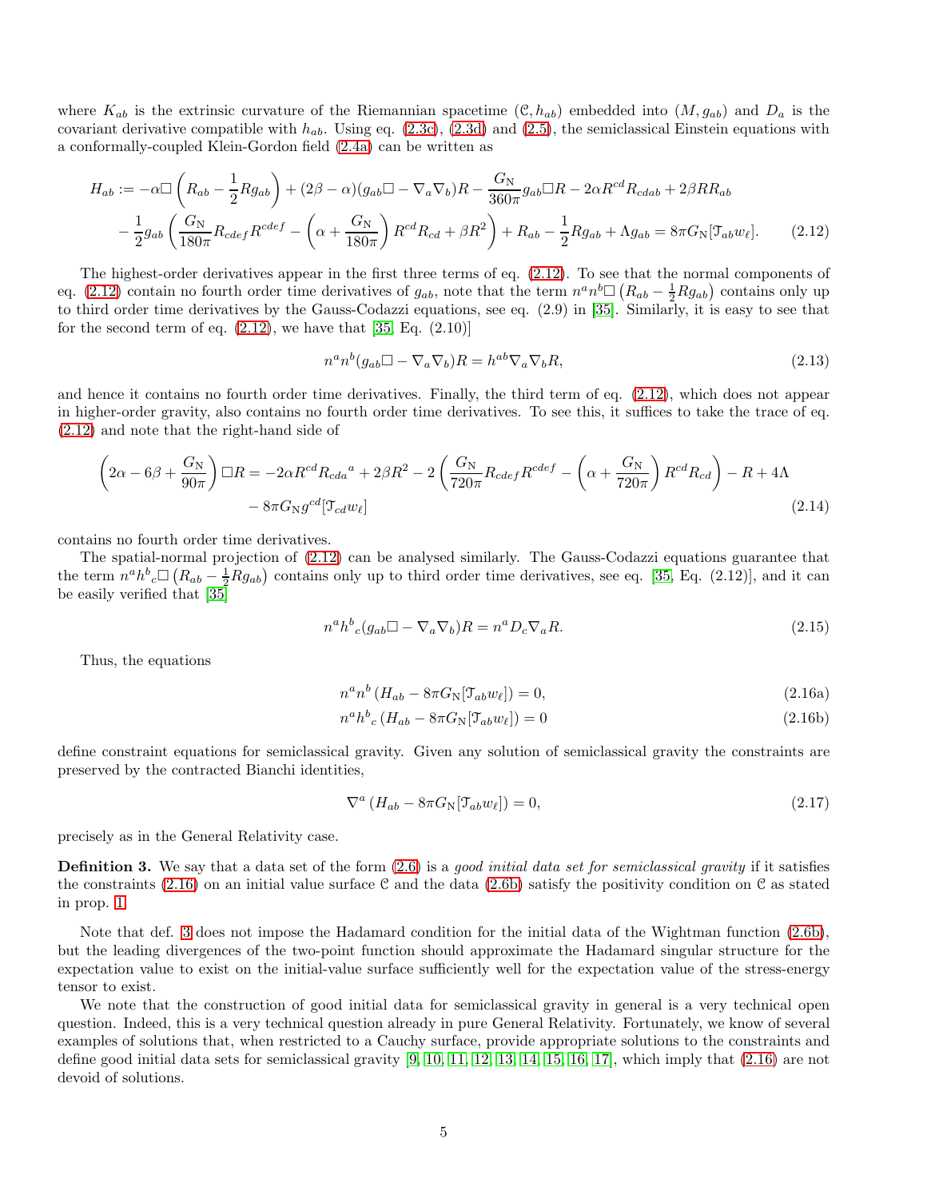where $K_{ab}$ is the extrinsic curvature of the Riemannian spacetime $(\mathcal{C}, h_{ab})$ embedded into $(M, g_{ab})$ and $D_a$ is the covariant derivative compatible with $h_{ab}$. Using eq. (2.3c), (2.3d) and (2.5), the semiclassical Einstein equations with a conformally-coupled Klein-Gordon field (2.4a) can be written as

$$
\begin{aligned}
H_{ab} := & -\alpha\Box\left(R_{ab} - \frac{1}{2}Rg_{ab}\right) + (2\beta - \alpha)(g_{ab}\Box - \nabla_a\nabla_b)R - \frac{G_{\rm N}}{360\pi}g_{ab}\Box R - 2\alpha R^{cd}R_{cdab} + 2\beta RR_{ab} \\
& - \frac{1}{2}g_{ab}\left(\frac{G_{\rm N}}{180\pi}R_{cdef}R^{cdef} - \left(\alpha + \frac{G_{\rm N}}{180\pi}\right)R^{cd}R_{cd} + \beta R^2\right) + R_{ab} - \frac{1}{2}Rg_{ab} + \Lambda g_{ab} = 8\pi G_{\rm N}[\mathfrak{T}_{ab}w_\ell]. \qquad (2.12)
\end{aligned}
$$

The highest-order derivatives appear in the first three terms of eq. (2.12). To see that the normal components of eq. (2.12) contain no fourth order time derivatives of $g_{ab}$, note that the term $n^a n^b \Box\left(R_{ab} - \frac{1}{2}Rg_{ab}\right)$ contains only up to third order time derivatives by the Gauss-Codazzi equations, see eq. (2.9) in [35]. Similarly, it is easy to see that for the second term of eq. (2.12), we have that [35, Eq. (2.10)]

$$
n^a n^b (g_{ab}\Box - \nabla_a\nabla_b)R = h^{ab}\nabla_a\nabla_b R, \qquad (2.13)
$$

and hence it contains no fourth order time derivatives. Finally, the third term of eq. (2.12), which does not appear in higher-order gravity, also contains no fourth order time derivatives. To see this, it suffices to take the trace of eq. (2.12) and note that the right-hand side of

$$
\begin{aligned}
\left(2\alpha - 6\beta + \frac{G_{\rm N}}{90\pi}\right)\Box R = & -2\alpha R^{cd}R_{cda}{}^{a} + 2\beta R^2 - 2\left(\frac{G_{\rm N}}{720\pi}R_{cdef}R^{cdef} - \left(\alpha + \frac{G_{\rm N}}{720\pi}\right)R^{cd}R_{cd}\right) - R + 4\Lambda \\
& - 8\pi G_{\rm N} g^{cd}[\mathfrak{T}_{cd}w_\ell] \qquad (2.14)
\end{aligned}
$$

contains no fourth order time derivatives.

The spatial-normal projection of (2.12) can be analysed similarly. The Gauss-Codazzi equations guarantee that the term $n^a h^b{}_c \Box\left(R_{ab} - \frac{1}{2}Rg_{ab}\right)$ contains only up to third order time derivatives, see eq. [35, Eq. (2.12)], and it can be easily verified that [35]

$$
n^a h^b{}_c (g_{ab}\Box - \nabla_a\nabla_b)R = n^a D_c \nabla_a R. \qquad (2.15)
$$

Thus, the equations

$$
n^a n^b \left(H_{ab} - 8\pi G_{\rm N}[\mathfrak{T}_{ab}w_\ell]\right) = 0, \qquad (2.16a)
$$

$$
n^a h^b{}_c \left(H_{ab} - 8\pi G_{\rm N}[\mathfrak{T}_{ab}w_\ell]\right) = 0 \qquad (2.16b)
$$

define constraint equations for semiclassical gravity. Given any solution of semiclassical gravity the constraints are preserved by the contracted Bianchi identities,

$$
\nabla^a \left(H_{ab} - 8\pi G_{\rm N}[\mathfrak{T}_{ab}w_\ell]\right) = 0, \qquad (2.17)
$$

precisely as in the General Relativity case.

**Definition 3.** We say that a data set of the form (2.6) is a *good initial data set for semiclassical gravity* if it satisfies the constraints (2.16) on an initial value surface $\mathcal{C}$ and the data (2.6b) satisfy the positivity condition on $\mathcal{C}$ as stated in prop. 1.

Note that def. 3 does not impose the Hadamard condition for the initial data of the Wightman function (2.6b), but the leading divergences of the two-point function should approximate the Hadamard singular structure for the expectation value to exist on the initial-value surface sufficiently well for the expectation value of the stress-energy tensor to exist.

We note that the construction of good initial data for semiclassical gravity in general is a very technical open question. Indeed, this is a very technical question already in pure General Relativity. Fortunately, we know of several examples of solutions that, when restricted to a Cauchy surface, provide appropriate solutions to the constraints and define good initial data sets for semiclassical gravity [9, 10, 11, 12, 13, 14, 15, 16, 17], which imply that (2.16) are not devoid of solutions.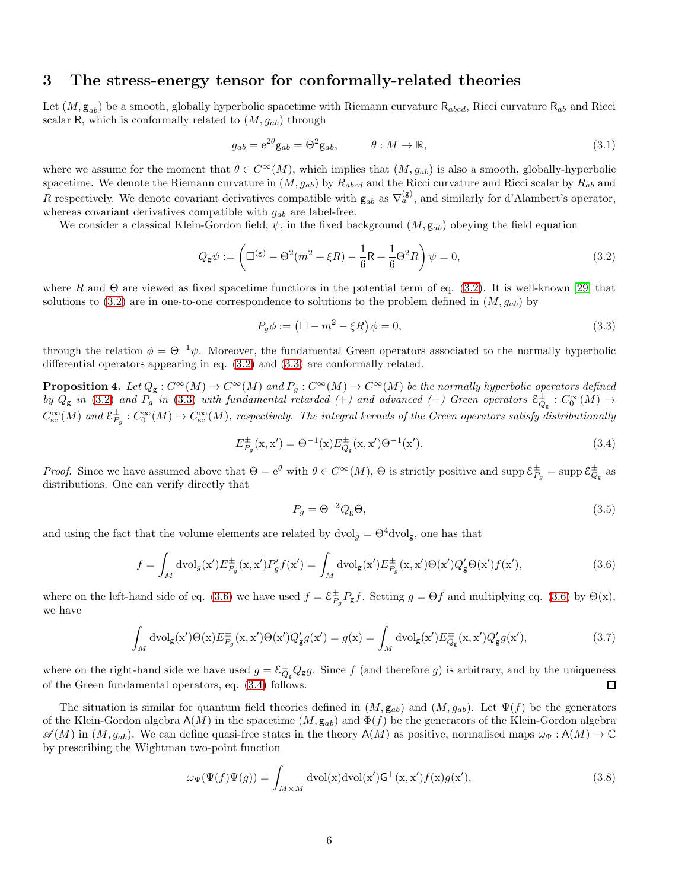## 3 The stress-energy tensor for conformally-related theories

Let $(M, \mathsf{g}_{ab})$ be a smooth, globally hyperbolic spacetime with Riemann curvature $\mathsf{R}_{abcd}$, Ricci curvature $\mathsf{R}_{ab}$ and Ricci scalar $\mathsf{R}$, which is conformally related to $(M, g_{ab})$ through

$$g_{ab} = \mathrm{e}^{2\theta}\mathsf{g}_{ab} = \Theta^2 \mathsf{g}_{ab}, \qquad \theta : M \to \mathbb{R}, \tag{3.1}$$

where we assume for the moment that $\theta \in C^\infty(M)$, which implies that $(M, g_{ab})$ is also a smooth, globally-hyperbolic spacetime. We denote the Riemann curvature in $(M, g_{ab})$ by $R_{abcd}$ and the Ricci curvature and Ricci scalar by $R_{ab}$ and $R$ respectively. We denote covariant derivatives compatible with $\mathsf{g}_{ab}$ as $\nabla^{(\mathsf{g})}_a$, and similarly for d'Alambert's operator, whereas covariant derivatives compatible with $g_{ab}$ are label-free.

We consider a classical Klein-Gordon field, $\psi$, in the fixed background $(M, \mathsf{g}_{ab})$ obeying the field equation

$$Q_{\mathsf{g}}\psi := \left( \Box^{(\mathsf{g})} - \Theta^2(m^2 + \xi R) - \frac{1}{6}\mathsf{R} + \frac{1}{6}\Theta^2 R \right)\psi = 0, \tag{3.2}$$

where $R$ and $\Theta$ are viewed as fixed spacetime functions in the potential term of eq. (3.2). It is well-known [29] that solutions to (3.2) are in one-to-one correspondence to solutions to the problem defined in $(M, g_{ab})$ by

$$P_g\phi := \left(\Box - m^2 - \xi R\right)\phi = 0, \tag{3.3}$$

through the relation $\phi = \Theta^{-1}\psi$. Moreover, the fundamental Green operators associated to the normally hyperbolic differential operators appearing in eq. (3.2) and (3.3) are conformally related.

**Proposition 4.** *Let $Q_{\mathsf{g}} : C^\infty(M) \to C^\infty(M)$ and $P_g : C^\infty(M) \to C^\infty(M)$ be the normally hyperbolic operators defined by $Q_{\mathsf{g}}$ in (3.2) and $P_g$ in (3.3) with fundamental retarded $(+)$ and advanced $(-)$ Green operators $\mathcal{E}^\pm_{Q_{\mathsf{g}}} : C^\infty_0(M) \to C^\infty_{\mathrm{sc}}(M)$ and $\mathcal{E}^\pm_{P_g} : C^\infty_0(M) \to C^\infty_{\mathrm{sc}}(M)$, respectively. The integral kernels of the Green operators satisfy distributionally*

$$E^\pm_{P_g}(\mathrm{x}, \mathrm{x}') = \Theta^{-1}(\mathrm{x}) E^\pm_{Q_{\mathsf{g}}}(\mathrm{x}, \mathrm{x}')\Theta^{-1}(\mathrm{x}'). \tag{3.4}$$

*Proof.* Since we have assumed above that $\Theta = \mathrm{e}^\theta$ with $\theta \in C^\infty(M)$, $\Theta$ is strictly positive and $\operatorname{supp} \mathcal{E}^\pm_{P_g} = \operatorname{supp} \mathcal{E}^\pm_{Q_{\mathsf{g}}}$ as distributions. One can verify directly that

$$P_g = \Theta^{-3} Q_{\mathsf{g}} \Theta, \tag{3.5}$$

and using the fact that the volume elements are related by $\mathrm{dvol}_g = \Theta^4 \mathrm{dvol}_{\mathsf{g}}$, one has that

$$f = \int_M \mathrm{dvol}_g(\mathrm{x}') E^\pm_{P_g}(\mathrm{x}, \mathrm{x}') P'_g f(\mathrm{x}') = \int_M \mathrm{dvol}_{\mathsf{g}}(\mathrm{x}') E^\pm_{P_g}(\mathrm{x}, \mathrm{x}')\Theta(\mathrm{x}') Q'_{\mathsf{g}} \Theta(\mathrm{x}') f(\mathrm{x}'), \tag{3.6}$$

where on the left-hand side of eq. (3.6) we have used $f = \mathcal{E}^\pm_{P_g} P_{\mathsf{g}} f$. Setting $g = \Theta f$ and multiplying eq. (3.6) by $\Theta(\mathrm{x})$, we have

$$\int_M \mathrm{dvol}_{\mathsf{g}}(\mathrm{x}')\Theta(\mathrm{x}) E^\pm_{P_g}(\mathrm{x}, \mathrm{x}')\Theta(\mathrm{x}') Q'_{\mathsf{g}} g(\mathrm{x}') = g(\mathrm{x}) = \int_M \mathrm{dvol}_{\mathsf{g}}(\mathrm{x}') E^\pm_{Q_{\mathsf{g}}}(\mathrm{x}, \mathrm{x}') Q'_{\mathsf{g}} g(\mathrm{x}'), \tag{3.7}$$

where on the right-hand side we have used $g = \mathcal{E}^\pm_{Q_{\mathsf{g}}} Q_{\mathsf{g}} g$. Since $f$ (and therefore $g$) is arbitrary, and by the uniqueness of the Green fundamental operators, eq. (3.4) follows. $\square$

The situation is similar for quantum field theories defined in $(M, \mathsf{g}_{ab})$ and $(M, g_{ab})$. Let $\Psi(f)$ be the generators of the Klein-Gordon algebra $\mathsf{A}(M)$ in the spacetime $(M, \mathsf{g}_{ab})$ and $\Phi(f)$ be the generators of the Klein-Gordon algebra $\mathscr{A}(M)$ in $(M, g_{ab})$. We can define quasi-free states in the theory $\mathsf{A}(M)$ as positive, normalised maps $\omega_\Psi : \mathsf{A}(M) \to \mathbb{C}$ by prescribing the Wightman two-point function

$$\omega_\Psi(\Psi(f)\Psi(g)) = \int_{M\times M} \mathrm{dvol}(\mathrm{x})\mathrm{dvol}(\mathrm{x}')\mathsf{G}^+(\mathrm{x}, \mathrm{x}') f(\mathrm{x}) g(\mathrm{x}'), \tag{3.8}$$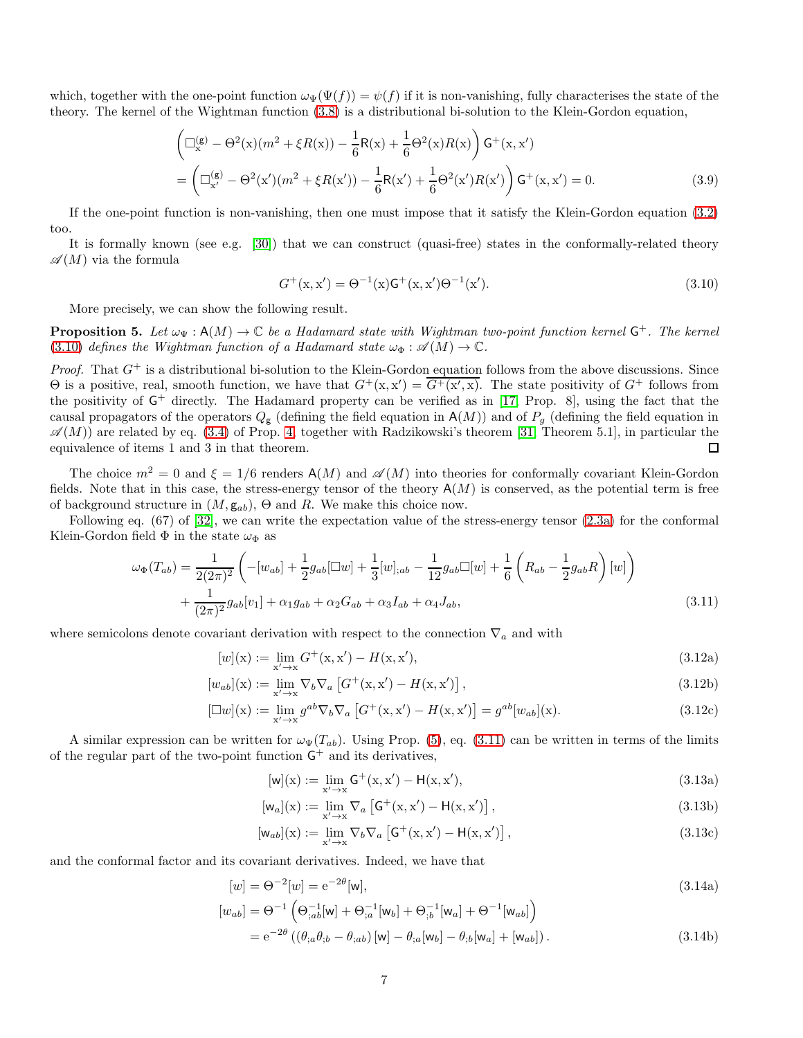which, together with the one-point function $\omega_\Psi(\Psi(f)) = \psi(f)$ if it is non-vanishing, fully characterises the state of the theory. The kernel of the Wightman function (3.8) is a distributional bi-solution to the Klein-Gordon equation,

$$
\begin{aligned}
&\left(\Box^{(\mathsf{g})}_{\mathrm{x}} - \Theta^2(\mathrm{x})(m^2 + \xi R(\mathrm{x})) - \frac{1}{6}\mathsf{R}(\mathrm{x}) + \frac{1}{6}\Theta^2(\mathrm{x}) R(\mathrm{x})\right)\mathsf{G}^+(\mathrm{x},\mathrm{x}') \\
&= \left(\Box^{(\mathsf{g})}_{\mathrm{x}'} - \Theta^2(\mathrm{x}')(m^2 + \xi R(\mathrm{x}')) - \frac{1}{6}\mathsf{R}(\mathrm{x}') + \frac{1}{6}\Theta^2(\mathrm{x}') R(\mathrm{x}')\right)\mathsf{G}^+(\mathrm{x},\mathrm{x}') = 0. \qquad (3.9)
\end{aligned}
$$

If the one-point function is non-vanishing, then one must impose that it satisfy the Klein-Gordon equation (3.2) too.

It is formally known (see e.g. [30]) that we can construct (quasi-free) states in the conformally-related theory $\mathscr{A}(M)$ via the formula

$$
G^+(\mathrm{x},\mathrm{x}') = \Theta^{-1}(\mathrm{x})\mathsf{G}^+(\mathrm{x},\mathrm{x}')\Theta^{-1}(\mathrm{x}'). \qquad (3.10)
$$

More precisely, we can show the following result.

**Proposition 5.** *Let $\omega_\Psi : \mathsf{A}(M) \to \mathbb{C}$ be a Hadamard state with Wightman two-point function kernel $\mathsf{G}^+$. The kernel (3.10) defines the Wightman function of a Hadamard state $\omega_\Phi : \mathscr{A}(M) \to \mathbb{C}$.*

*Proof.* That $G^+$ is a distributional bi-solution to the Klein-Gordon equation follows from the above discussions. Since $\Theta$ is a positive, real, smooth function, we have that $G^+(\mathrm{x},\mathrm{x}') = \overline{G^+(\mathrm{x}',\mathrm{x})}$. The state positivity of $G^+$ follows from the positivity of $\mathsf{G}^+$ directly. The Hadamard property can be verified as in [17, Prop. 8], using the fact that the causal propagators of the operators $Q_\mathsf{g}$ (defining the field equation in $\mathsf{A}(M)$) and of $P_g$ (defining the field equation in $\mathscr{A}(M)$) are related by eq. (3.4) of Prop. 4, together with Radzikowski's theorem [31, Theorem 5.1], in particular the equivalence of items 1 and 3 in that theorem. ◻

The choice $m^2 = 0$ and $\xi = 1/6$ renders $\mathsf{A}(M)$ and $\mathscr{A}(M)$ into theories for conformally covariant Klein-Gordon fields. Note that in this case, the stress-energy tensor of the theory $\mathsf{A}(M)$ is conserved, as the potential term is free of background structure in $(M, \mathsf{g}_{ab})$, $\Theta$ and $R$. We make this choice now.

Following eq. (67) of [32], we can write the expectation value of the stress-energy tensor (2.3a) for the conformal Klein-Gordon field $\Phi$ in the state $\omega_\Phi$ as

$$
\begin{aligned}
\omega_\Phi(T_{ab}) = &\frac{1}{2(2\pi)^2}\left(-[w_{ab}] + \frac{1}{2}g_{ab}[\Box w] + \frac{1}{3}[w]_{;ab} - \frac{1}{12}g_{ab}\Box[w] + \frac{1}{6}\left(R_{ab} - \frac{1}{2}g_{ab}R\right)[w]\right) \\
&+ \frac{1}{(2\pi)^2}g_{ab}[v_1] + \alpha_1 g_{ab} + \alpha_2 G_{ab} + \alpha_3 I_{ab} + \alpha_4 J_{ab}, \qquad (3.11)
\end{aligned}
$$

where semicolons denote covariant derivation with respect to the connection $\nabla_a$ and with

$$
[w](\mathrm{x}) := \lim_{\mathrm{x}'\to\mathrm{x}} G^+(\mathrm{x},\mathrm{x}') - H(\mathrm{x},\mathrm{x}'), \qquad (3.12a)
$$

$$
[w_{ab}](\mathrm{x}) := \lim_{\mathrm{x}'\to\mathrm{x}} \nabla_b\nabla_a\left[G^+(\mathrm{x},\mathrm{x}') - H(\mathrm{x},\mathrm{x}')\right], \qquad (3.12b)
$$

$$
[\Box w](\mathrm{x}) := \lim_{\mathrm{x}'\to\mathrm{x}} g^{ab}\nabla_b\nabla_a\left[G^+(\mathrm{x},\mathrm{x}') - H(\mathrm{x},\mathrm{x}')\right] = g^{ab}[w_{ab}](\mathrm{x}). \qquad (3.12c)
$$

A similar expression can be written for $\omega_\Psi(T_{ab})$. Using Prop. (5), eq. (3.11) can be written in terms of the limits of the regular part of the two-point function $\mathsf{G}^+$ and its derivatives,

$$
[\mathsf{w}](\mathrm{x}) := \lim_{\mathrm{x}'\to\mathrm{x}} \mathsf{G}^+(\mathrm{x},\mathrm{x}') - \mathsf{H}(\mathrm{x},\mathrm{x}'), \qquad (3.13a)
$$

$$
[\mathsf{w}_a](\mathrm{x}) := \lim_{\mathrm{x}'\to\mathrm{x}} \nabla_a\left[\mathsf{G}^+(\mathrm{x},\mathrm{x}') - \mathsf{H}(\mathrm{x},\mathrm{x}')\right], \qquad (3.13b)
$$

$$
[\mathsf{w}_{ab}](\mathrm{x}) := \lim_{\mathrm{x}'\to\mathrm{x}} \nabla_b\nabla_a\left[\mathsf{G}^+(\mathrm{x},\mathrm{x}') - \mathsf{H}(\mathrm{x},\mathrm{x}')\right], \qquad (3.13c)
$$

and the conformal factor and its covariant derivatives. Indeed, we have that

$$
[w] = \Theta^{-2}[\mathsf{w}] = \mathrm{e}^{-2\theta}[\mathsf{w}], \qquad (3.14a)
$$

$$
\begin{aligned}
[w_{ab}] &= \Theta^{-1}\left(\Theta^{-1}_{;ab}[\mathsf{w}] + \Theta^{-1}_{;a}[\mathsf{w}_b] + \Theta^{-1}_{;b}[\mathsf{w}_a] + \Theta^{-1}[\mathsf{w}_{ab}]\right) \\
&= \mathrm{e}^{-2\theta}\left((\theta_{;a}\theta_{;b} - \theta_{;ab})[\mathsf{w}] - \theta_{;a}[\mathsf{w}_b] - \theta_{;b}[\mathsf{w}_a] + [\mathsf{w}_{ab}]\right). \qquad (3.14b)
\end{aligned}
$$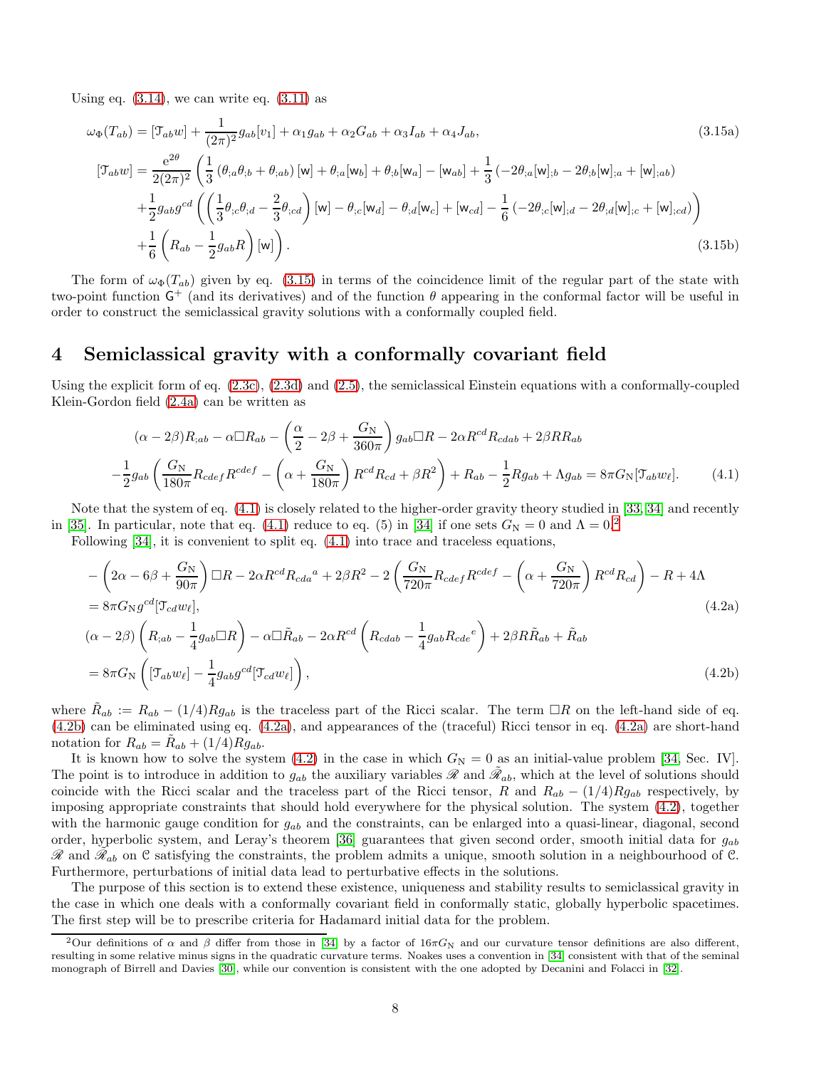Using eq. (3.14), we can write eq. (3.11) as

$$\omega_\Phi(T_{ab}) = [\mathcal{T}_{ab}w] + \frac{1}{(2\pi)^2} g_{ab}[v_1] + \alpha_1 g_{ab} + \alpha_2 G_{ab} + \alpha_3 I_{ab} + \alpha_4 J_{ab}, \tag{3.15a}$$

$$\begin{aligned}
[\mathcal{T}_{ab}w] = \frac{\mathrm{e}^{2\theta}}{2(2\pi)^2} \Bigg( & \frac{1}{3}\left(\theta_{;a}\theta_{;b} + \theta_{;ab}\right)[\mathsf{w}] + \theta_{;a}[\mathsf{w}_b] + \theta_{;b}[\mathsf{w}_a] - [\mathsf{w}_{ab}] + \frac{1}{3}\left(-2\theta_{;a}[\mathsf{w}]_{;b} - 2\theta_{;b}[\mathsf{w}]_{;a} + [\mathsf{w}]_{;ab}\right) \\
& + \frac{1}{2} g_{ab} g^{cd} \left( \left( \frac{1}{3}\theta_{;c}\theta_{;d} - \frac{2}{3}\theta_{;cd} \right)[\mathsf{w}] - \theta_{;c}[\mathsf{w}_d] - \theta_{;d}[\mathsf{w}_c] + [\mathsf{w}_{cd}] - \frac{1}{6}\left(-2\theta_{;c}[\mathsf{w}]_{;d} - 2\theta_{;d}[\mathsf{w}]_{;c} + [\mathsf{w}]_{;cd}\right) \right) \\
& + \frac{1}{6}\left( R_{ab} - \frac{1}{2} g_{ab} R \right)[\mathsf{w}] \Bigg).
\end{aligned} \tag{3.15b}$$

The form of $\omega_\Phi(T_{ab})$ given by eq. (3.15) in terms of the coincidence limit of the regular part of the state with two-point function $\mathsf{G}^+$ (and its derivatives) and of the function $\theta$ appearing in the conformal factor will be useful in order to construct the semiclassical gravity solutions with a conformally coupled field.

# 4 Semiclassical gravity with a conformally covariant field

Using the explicit form of eq. (2.3c), (2.3d) and (2.5), the semiclassical Einstein equations with a conformally-coupled Klein-Gordon field (2.4a) can be written as

$$\begin{aligned}
&(\alpha - 2\beta) R_{;ab} - \alpha \Box R_{ab} - \left( \frac{\alpha}{2} - 2\beta + \frac{G_\mathrm{N}}{360\pi} \right) g_{ab} \Box R - 2\alpha R^{cd} R_{cdab} + 2\beta R R_{ab} \\
&- \frac{1}{2} g_{ab} \left( \frac{G_\mathrm{N}}{180\pi} R_{cdef} R^{cdef} - \left( \alpha + \frac{G_\mathrm{N}}{180\pi} \right) R^{cd} R_{cd} + \beta R^2 \right) + R_{ab} - \frac{1}{2} R g_{ab} + \Lambda g_{ab} = 8\pi G_\mathrm{N} [\mathcal{T}_{ab} w_\ell].
\end{aligned} \tag{4.1}$$

Note that the system of eq. (4.1) is closely related to the higher-order gravity theory studied in [33, 34] and recently in [35]. In particular, note that eq. (4.1) reduce to eq. (5) in [34] if one sets $G_\mathrm{N} = 0$ and $\Lambda = 0$.[2]

Following [34], it is convenient to split eq. (4.1) into trace and traceless equations,

$$\begin{aligned}
&- \left( 2\alpha - 6\beta + \frac{G_\mathrm{N}}{90\pi} \right) \Box R - 2\alpha R^{cd} R_{cda}{}^{a} + 2\beta R^2 - 2\left( \frac{G_\mathrm{N}}{720\pi} R_{cdef} R^{cdef} - \left( \alpha + \frac{G_\mathrm{N}}{720\pi} \right) R^{cd} R_{cd} \right) - R + 4\Lambda \\
&= 8\pi G_\mathrm{N} g^{cd} [\mathcal{T}_{cd} w_\ell],
\end{aligned} \tag{4.2a}$$

$$\begin{aligned}
&(\alpha - 2\beta)\left( R_{;ab} - \frac{1}{4} g_{ab} \Box R \right) - \alpha \Box \tilde{R}_{ab} - 2\alpha R^{cd} \left( R_{cdab} - \frac{1}{4} g_{ab} R_{cde}{}^{e} \right) + 2\beta R \tilde{R}_{ab} + \tilde{R}_{ab} \\
&= 8\pi G_\mathrm{N} \left( [\mathcal{T}_{ab} w_\ell] - \frac{1}{4} g_{ab} g^{cd} [\mathcal{T}_{cd} w_\ell] \right),
\end{aligned} \tag{4.2b}$$

where $\tilde{R}_{ab} := R_{ab} - (1/4) R g_{ab}$ is the traceless part of the Ricci scalar. The term $\Box R$ on the left-hand side of eq. (4.2b) can be eliminated using eq. (4.2a), and appearances of the (traceful) Ricci tensor in eq. (4.2a) are short-hand notation for $R_{ab} = \tilde{R}_{ab} + (1/4) R g_{ab}$.

It is known how to solve the system (4.2) in the case in which $G_\mathrm{N} = 0$ as an initial-value problem [34, Sec. IV]. The point is to introduce in addition to $g_{ab}$ the auxiliary variables $\mathscr{R}$ and $\tilde{\mathscr{R}}_{ab}$, which at the level of solutions should coincide with the Ricci scalar and the traceless part of the Ricci tensor, $R$ and $R_{ab} - (1/4) R g_{ab}$ respectively, by imposing appropriate constraints that should hold everywhere for the physical solution. The system (4.2), together with the harmonic gauge condition for $g_{ab}$ and the constraints, can be enlarged into a quasi-linear, diagonal, second order, hyperbolic system, and Leray's theorem [36] guarantees that given second order, smooth initial data for $g_{ab}$ $\mathscr{R}$ and $\tilde{\mathscr{R}}_{ab}$ on $\mathcal{C}$ satisfying the constraints, the problem admits a unique, smooth solution in a neighbourhood of $\mathcal{C}$. Furthermore, perturbations of initial data lead to perturbative effects in the solutions.

The purpose of this section is to extend these existence, uniqueness and stability results to semiclassical gravity in the case in which one deals with a conformally covariant field in conformally static, globally hyperbolic spacetimes. The first step will be to prescribe criteria for Hadamard initial data for the problem.

[2] Our definitions of $\alpha$ and $\beta$ differ from those in [34] by a factor of $16\pi G_\mathrm{N}$ and our curvature tensor definitions are also different, resulting in some relative minus signs in the quadratic curvature terms. Noakes uses a convention in [34] consistent with that of the seminal monograph of Birrell and Davies [30], while our convention is consistent with the one adopted by Decanini and Folacci in [32].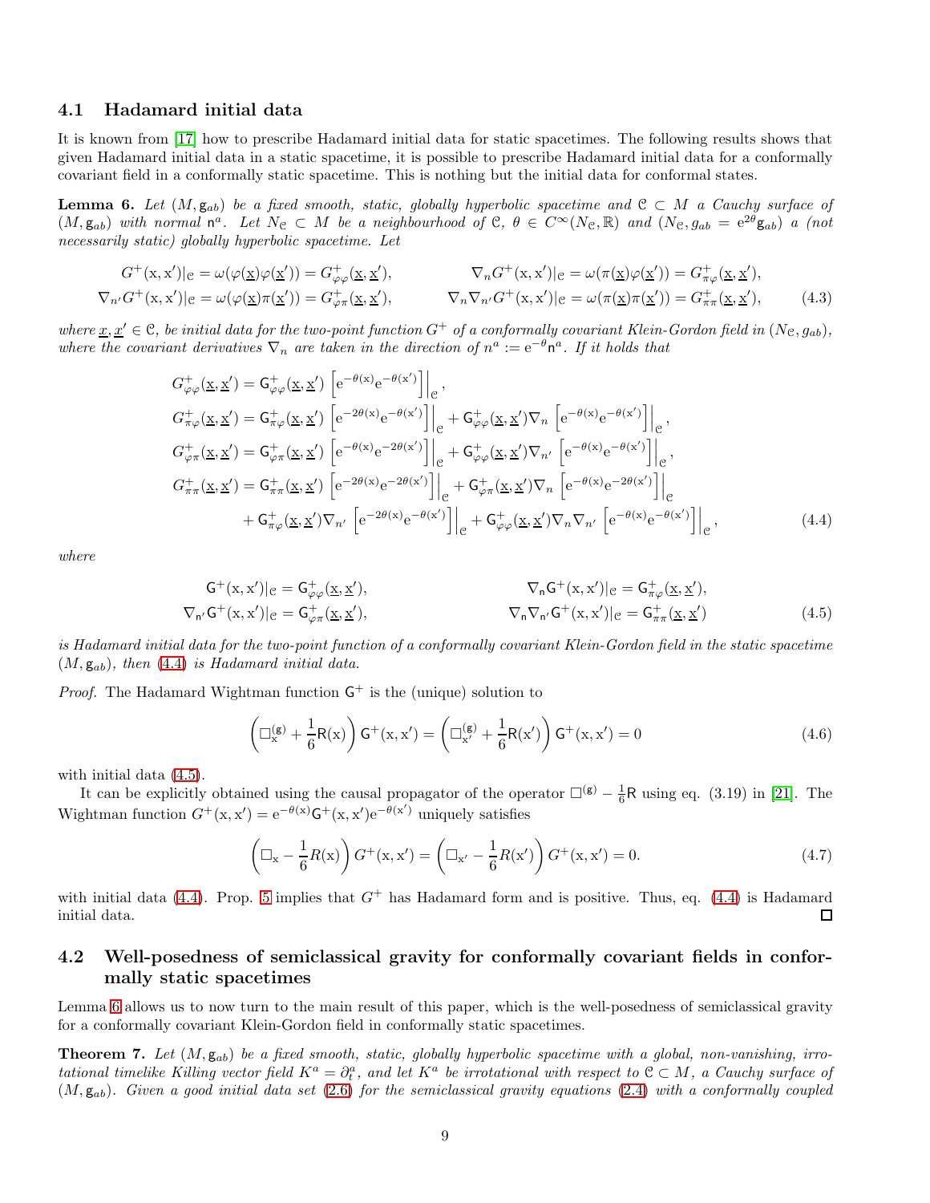### 4.1 Hadamard initial data

It is known from [17] how to prescribe Hadamard initial data for static spacetimes. The following results shows that given Hadamard initial data in a static spacetime, it is possible to prescribe Hadamard initial data for a conformally covariant field in a conformally static spacetime. This is nothing but the initial data for conformal states.

**Lemma 6.** *Let $(M, \mathsf{g}_{ab})$ be a fixed smooth, static, globally hyperbolic spacetime and $\mathcal{C} \subset M$ a Cauchy surface of $(M, \mathsf{g}_{ab})$ with normal $\mathsf{n}^a$. Let $N_\mathcal{C} \subset M$ be a neighbourhood of $\mathcal{C}$, $\theta \in C^\infty(N_\mathcal{C}, \mathbb{R})$ and $(N_\mathcal{C}, g_{ab} = \mathrm{e}^{2\theta}\mathsf{g}_{ab})$ a (not necessarily static) globally hyperbolic spacetime. Let*

$$
\begin{aligned}
G^+(\mathrm{x}, \mathrm{x}')|_\mathcal{C} &= \omega(\varphi(\underline{\mathrm{x}})\varphi(\underline{\mathrm{x}}')) = G^+_{\varphi\varphi}(\underline{\mathrm{x}}, \underline{\mathrm{x}}'), &\qquad \nabla_n G^+(\mathrm{x}, \mathrm{x}')|_\mathcal{C} &= \omega(\pi(\underline{\mathrm{x}})\varphi(\underline{\mathrm{x}}')) = G^+_{\pi\varphi}(\underline{\mathrm{x}}, \underline{\mathrm{x}}'), \\
\nabla_{n'} G^+(\mathrm{x}, \mathrm{x}')|_\mathcal{C} &= \omega(\varphi(\underline{\mathrm{x}})\pi(\underline{\mathrm{x}}')) = G^+_{\varphi\pi}(\underline{\mathrm{x}}, \underline{\mathrm{x}}'), &\qquad \nabla_n \nabla_{n'} G^+(\mathrm{x}, \mathrm{x}')|_\mathcal{C} &= \omega(\pi(\underline{\mathrm{x}})\pi(\underline{\mathrm{x}}')) = G^+_{\pi\pi}(\underline{\mathrm{x}}, \underline{\mathrm{x}}'),
\end{aligned}
\tag{4.3}
$$

*where $\underline{x}, \underline{x}' \in \mathcal{C}$, be initial data for the two-point function $G^+$ of a conformally covariant Klein-Gordon field in $(N_\mathcal{C}, g_{ab})$, where the covariant derivatives $\nabla_n$ are taken in the direction of $n^a := \mathrm{e}^{-\theta}\mathsf{n}^a$. If it holds that*

$$
\begin{aligned}
G^+_{\varphi\varphi}(\underline{\mathrm{x}}, \underline{\mathrm{x}}') &= \mathsf{G}^+_{\varphi\varphi}(\underline{\mathrm{x}}, \underline{\mathrm{x}}') \left[\mathrm{e}^{-\theta(\mathrm{x})}\mathrm{e}^{-\theta(\mathrm{x}')}\right]\Big|_\mathcal{C}, \\
G^+_{\pi\varphi}(\underline{\mathrm{x}}, \underline{\mathrm{x}}') &= \mathsf{G}^+_{\pi\varphi}(\underline{\mathrm{x}}, \underline{\mathrm{x}}') \left[\mathrm{e}^{-2\theta(\mathrm{x})}\mathrm{e}^{-\theta(\mathrm{x}')}\right]\Big|_\mathcal{C} + \mathsf{G}^+_{\varphi\varphi}(\underline{\mathrm{x}}, \underline{\mathrm{x}}')\nabla_n \left[\mathrm{e}^{-\theta(\mathrm{x})}\mathrm{e}^{-\theta(\mathrm{x}')}\right]\Big|_\mathcal{C}, \\
G^+_{\varphi\pi}(\underline{\mathrm{x}}, \underline{\mathrm{x}}') &= \mathsf{G}^+_{\varphi\pi}(\underline{\mathrm{x}}, \underline{\mathrm{x}}') \left[\mathrm{e}^{-\theta(\mathrm{x})}\mathrm{e}^{-2\theta(\mathrm{x}')}\right]\Big|_\mathcal{C} + \mathsf{G}^+_{\varphi\varphi}(\underline{\mathrm{x}}, \underline{\mathrm{x}}')\nabla_{n'} \left[\mathrm{e}^{-\theta(\mathrm{x})}\mathrm{e}^{-\theta(\mathrm{x}')}\right]\Big|_\mathcal{C}, \\
G^+_{\pi\pi}(\underline{\mathrm{x}}, \underline{\mathrm{x}}') &= \mathsf{G}^+_{\pi\pi}(\underline{\mathrm{x}}, \underline{\mathrm{x}}') \left[\mathrm{e}^{-2\theta(\mathrm{x})}\mathrm{e}^{-2\theta(\mathrm{x}')}\right]\Big|_\mathcal{C} + \mathsf{G}^+_{\varphi\pi}(\underline{\mathrm{x}}, \underline{\mathrm{x}}')\nabla_n \left[\mathrm{e}^{-\theta(\mathrm{x})}\mathrm{e}^{-2\theta(\mathrm{x}')}\right]\Big|_\mathcal{C} \\
&\quad + \mathsf{G}^+_{\pi\varphi}(\underline{\mathrm{x}}, \underline{\mathrm{x}}')\nabla_{n'} \left[\mathrm{e}^{-2\theta(\mathrm{x})}\mathrm{e}^{-\theta(\mathrm{x}')}\right]\Big|_\mathcal{C} + \mathsf{G}^+_{\varphi\varphi}(\underline{\mathrm{x}}, \underline{\mathrm{x}}')\nabla_n\nabla_{n'} \left[\mathrm{e}^{-\theta(\mathrm{x})}\mathrm{e}^{-\theta(\mathrm{x}')}\right]\Big|_\mathcal{C},
\end{aligned}
\tag{4.4}
$$

*where*

$$
\begin{aligned}
\mathsf{G}^+(\mathrm{x}, \mathrm{x}')|_\mathcal{C} &= \mathsf{G}^+_{\varphi\varphi}(\underline{\mathrm{x}}, \underline{\mathrm{x}}'), &\qquad \nabla_\mathsf{n} \mathsf{G}^+(\mathrm{x}, \mathrm{x}')|_\mathcal{C} &= \mathsf{G}^+_{\pi\varphi}(\underline{\mathrm{x}}, \underline{\mathrm{x}}'), \\
\nabla_{\mathsf{n}'} \mathsf{G}^+(\mathrm{x}, \mathrm{x}')|_\mathcal{C} &= \mathsf{G}^+_{\varphi\pi}(\underline{\mathrm{x}}, \underline{\mathrm{x}}'), &\qquad \nabla_\mathsf{n}\nabla_{\mathsf{n}'} \mathsf{G}^+(\mathrm{x}, \mathrm{x}')|_\mathcal{C} &= \mathsf{G}^+_{\pi\pi}(\underline{\mathrm{x}}, \underline{\mathrm{x}}')
\end{aligned}
\tag{4.5}
$$

*is Hadamard initial data for the two-point function of a conformally covariant Klein-Gordon field in the static spacetime $(M, \mathsf{g}_{ab})$, then (4.4) is Hadamard initial data.*

*Proof.* The Hadamard Wightman function $\mathsf{G}^+$ is the (unique) solution to

$$
\left(\Box^{(\mathsf{g})}_\mathrm{x} + \frac{1}{6}\mathsf{R}(\mathrm{x})\right)\mathsf{G}^+(\mathrm{x}, \mathrm{x}') = \left(\Box^{(\mathsf{g})}_{\mathrm{x}'} + \frac{1}{6}\mathsf{R}(\mathrm{x}')\right)\mathsf{G}^+(\mathrm{x}, \mathrm{x}') = 0 \tag{4.6}
$$

with initial data (4.5).

It can be explicitly obtained using the causal propagator of the operator $\Box^{(\mathsf{g})} - \frac{1}{6}\mathsf{R}$ using eq. (3.19) in [21]. The Wightman function $G^+(\mathrm{x}, \mathrm{x}') = \mathrm{e}^{-\theta(\mathrm{x})}\mathsf{G}^+(\mathrm{x}, \mathrm{x}')\mathrm{e}^{-\theta(\mathrm{x}')}$ uniquely satisfies

$$
\left(\Box_\mathrm{x} - \frac{1}{6}R(\mathrm{x})\right)G^+(\mathrm{x}, \mathrm{x}') = \left(\Box_{\mathrm{x}'} - \frac{1}{6}R(\mathrm{x}')\right)G^+(\mathrm{x}, \mathrm{x}') = 0. \tag{4.7}
$$

with initial data (4.4). Prop. 5 implies that $G^+$ has Hadamard form and is positive. Thus, eq. (4.4) is Hadamard initial data. ◻

### 4.2 Well-posedness of semiclassical gravity for conformally covariant fields in conformally static spacetimes

Lemma 6 allows us to now turn to the main result of this paper, which is the well-posedness of semiclassical gravity for a conformally covariant Klein-Gordon field in conformally static spacetimes.

**Theorem 7.** *Let $(M, \mathsf{g}_{ab})$ be a fixed smooth, static, globally hyperbolic spacetime with a global, non-vanishing, irrotational timelike Killing vector field $K^a = \partial_t^a$, and let $K^a$ be irrotational with respect to $\mathcal{C} \subset M$, a Cauchy surface of $(M, \mathsf{g}_{ab})$. Given a good initial data set (2.6) for the semiclassical gravity equations (2.4) with a conformally coupled*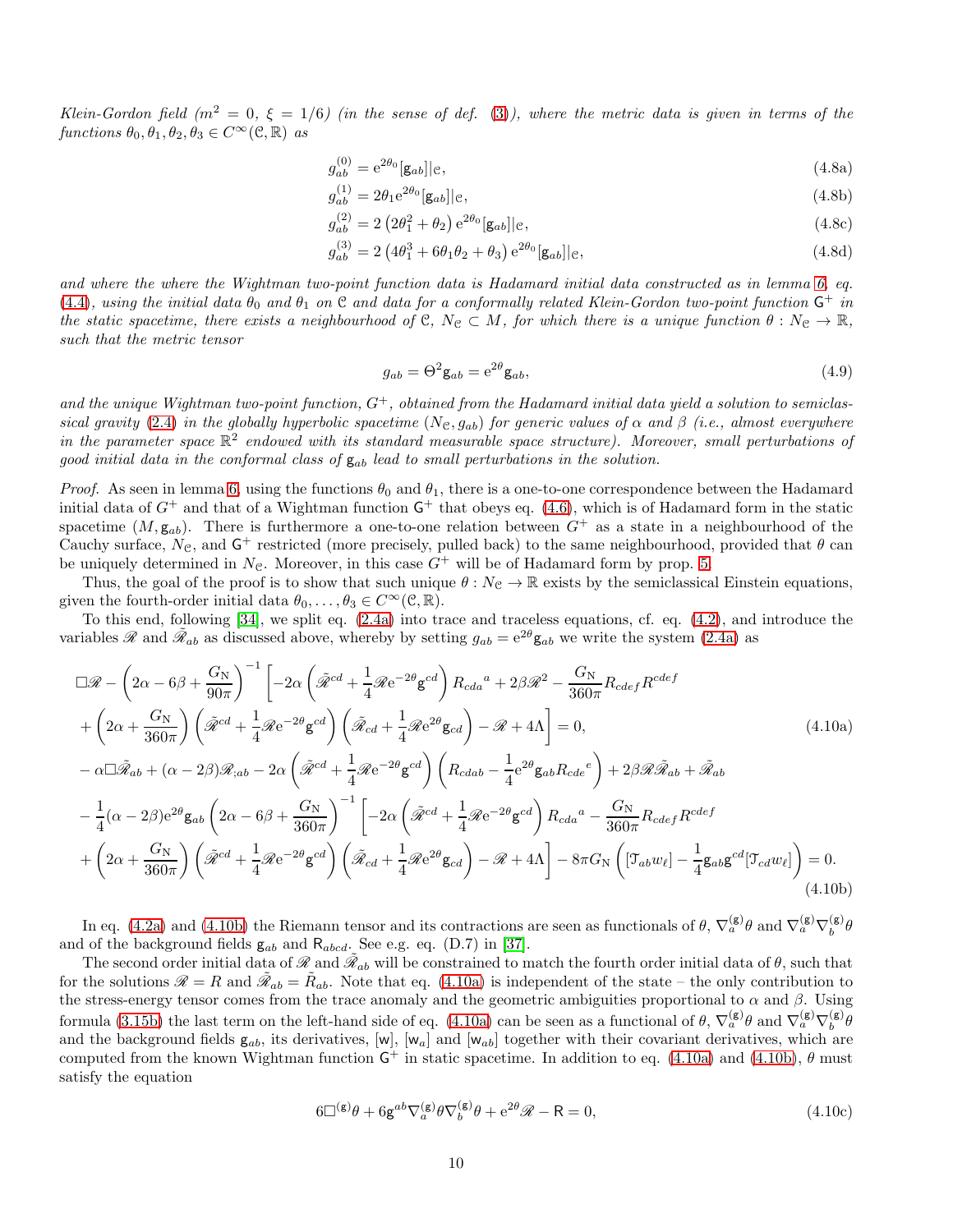*Klein-Gordon field ($m^2 = 0$, $\xi = 1/6$) (in the sense of def. (3)), where the metric data is given in terms of the functions $\theta_0, \theta_1, \theta_2, \theta_3 \in C^\infty(\mathcal{C}, \mathbb{R})$ as*

$$g^{(0)}_{ab} = \mathrm{e}^{2\theta_0}[\mathsf{g}_{ab}]|_{\mathcal{C}}, \tag{4.8a}$$

$$g^{(1)}_{ab} = 2\theta_1 \mathrm{e}^{2\theta_0}[\mathsf{g}_{ab}]|_{\mathcal{C}}, \tag{4.8b}$$

$$g^{(2)}_{ab} = 2\left(2\theta_1^2 + \theta_2\right)\mathrm{e}^{2\theta_0}[\mathsf{g}_{ab}]|_{\mathcal{C}}, \tag{4.8c}$$

$$g^{(3)}_{ab} = 2\left(4\theta_1^3 + 6\theta_1\theta_2 + \theta_3\right)\mathrm{e}^{2\theta_0}[\mathsf{g}_{ab}]|_{\mathcal{C}}, \tag{4.8d}$$

*and where the where the Wightman two-point function data is Hadamard initial data constructed as in lemma 6, eq. (4.4), using the initial data $\theta_0$ and $\theta_1$ on $\mathcal{C}$ and data for a conformally related Klein-Gordon two-point function $\mathsf{G}^+$ in the static spacetime, there exists a neighbourhood of $\mathcal{C}$, $N_{\mathcal{C}} \subset M$, for which there is a unique function $\theta : N_{\mathcal{C}} \to \mathbb{R}$, such that the metric tensor*

$$g_{ab} = \Theta^2 \mathsf{g}_{ab} = \mathrm{e}^{2\theta}\mathsf{g}_{ab}, \tag{4.9}$$

*and the unique Wightman two-point function, $G^+$, obtained from the Hadamard initial data yield a solution to semiclassical gravity (2.4) in the globally hyperbolic spacetime $(N_{\mathcal{C}}, g_{ab})$ for generic values of $\alpha$ and $\beta$ (i.e., almost everywhere in the parameter space $\mathbb{R}^2$ endowed with its standard measurable space structure). Moreover, small perturbations of good initial data in the conformal class of $\mathsf{g}_{ab}$ lead to small perturbations in the solution.*

*Proof.* As seen in lemma 6, using the functions $\theta_0$ and $\theta_1$, there is a one-to-one correspondence between the Hadamard initial data of $G^+$ and that of a Wightman function $\mathsf{G}^+$ that obeys eq. (4.6), which is of Hadamard form in the static spacetime $(M, \mathsf{g}_{ab})$. There is furthermore a one-to-one relation between $G^+$ as a state in a neighbourhood of the Cauchy surface, $N_{\mathcal{C}}$, and $\mathsf{G}^+$ restricted (more precisely, pulled back) to the same neighbourhood, provided that $\theta$ can be uniquely determined in $N_{\mathcal{C}}$. Moreover, in this case $G^+$ will be of Hadamard form by prop. 5.

Thus, the goal of the proof is to show that such unique $\theta : N_{\mathcal{C}} \to \mathbb{R}$ exists by the semiclassical Einstein equations, given the fourth-order initial data $\theta_0, \ldots, \theta_3 \in C^\infty(\mathcal{C}, \mathbb{R})$.

To this end, following [34], we split eq. (2.4a) into trace and traceless equations, cf. eq. (4.2), and introduce the variables $\mathscr{R}$ and $\tilde{\mathscr{R}}_{ab}$ as discussed above, whereby by setting $g_{ab} = \mathrm{e}^{2\theta}\mathsf{g}_{ab}$ we write the system (2.4a) as

$$\begin{aligned}
&\Box\mathscr{R} - \left(2\alpha - 6\beta + \frac{G_{\mathrm{N}}}{90\pi}\right)^{-1}\left[-2\alpha\left(\tilde{\mathscr{R}}^{cd} + \frac{1}{4}\mathscr{R}\mathrm{e}^{-2\theta}\mathsf{g}^{cd}\right)R_{cda}{}^{a} + 2\beta\mathscr{R}^2 - \frac{G_{\mathrm{N}}}{360\pi}R_{cdef}R^{cdef}\right.\\
&\left.+\left(2\alpha + \frac{G_{\mathrm{N}}}{360\pi}\right)\left(\tilde{\mathscr{R}}^{cd} + \frac{1}{4}\mathscr{R}\mathrm{e}^{-2\theta}\mathsf{g}^{cd}\right)\left(\tilde{\mathscr{R}}_{cd} + \frac{1}{4}\mathscr{R}\mathrm{e}^{2\theta}\mathsf{g}_{cd}\right) - \mathscr{R} + 4\Lambda\right] = 0,
\end{aligned} \tag{4.10a}$$

$$\begin{aligned}
&-\alpha\Box\tilde{\mathscr{R}}_{ab} + (\alpha - 2\beta)\mathscr{R}_{;ab} - 2\alpha\left(\tilde{\mathscr{R}}^{cd} + \frac{1}{4}\mathscr{R}\mathrm{e}^{-2\theta}\mathsf{g}^{cd}\right)\left(R_{cdab} - \frac{1}{4}\mathrm{e}^{2\theta}\mathsf{g}_{ab}R_{cde}{}^{e}\right) + 2\beta\mathscr{R}\tilde{\mathscr{R}}_{ab} + \tilde{\mathscr{R}}_{ab}\\
&-\frac{1}{4}(\alpha - 2\beta)\mathrm{e}^{2\theta}\mathsf{g}_{ab}\left(2\alpha - 6\beta + \frac{G_{\mathrm{N}}}{360\pi}\right)^{-1}\left[-2\alpha\left(\tilde{\mathscr{R}}^{cd} + \frac{1}{4}\mathscr{R}\mathrm{e}^{-2\theta}\mathsf{g}^{cd}\right)R_{cda}{}^{a} - \frac{G_{\mathrm{N}}}{360\pi}R_{cdef}R^{cdef}\right.\\
&\left.+\left(2\alpha + \frac{G_{\mathrm{N}}}{360\pi}\right)\left(\tilde{\mathscr{R}}^{cd} + \frac{1}{4}\mathscr{R}\mathrm{e}^{-2\theta}\mathsf{g}^{cd}\right)\left(\tilde{\mathscr{R}}_{cd} + \frac{1}{4}\mathscr{R}\mathrm{e}^{2\theta}\mathsf{g}_{cd}\right) - \mathscr{R} + 4\Lambda\right] - 8\pi G_{\mathrm{N}}\left([\mathcal{T}_{ab}w_\ell] - \frac{1}{4}\mathsf{g}_{ab}\mathsf{g}^{cd}[\mathcal{T}_{cd}w_\ell]\right) = 0.
\end{aligned} \tag{4.10b}$$

In eq. (4.2a) and (4.10b) the Riemann tensor and its contractions are seen as functionals of $\theta$, $\nabla^{(\mathsf{g})}_a\theta$ and $\nabla^{(\mathsf{g})}_a\nabla^{(\mathsf{g})}_b\theta$ and of the background fields $\mathsf{g}_{ab}$ and $\mathsf{R}_{abcd}$. See e.g. eq. (D.7) in [37].

The second order initial data of $\mathscr{R}$ and $\tilde{\mathscr{R}}_{ab}$ will be constrained to match the fourth order initial data of $\theta$, such that for the solutions $\mathscr{R} = R$ and $\tilde{\mathscr{R}}_{ab} = \tilde{R}_{ab}$. Note that eq. (4.10a) is independent of the state – the only contribution to the stress-energy tensor comes from the trace anomaly and the geometric ambiguities proportional to $\alpha$ and $\beta$. Using formula (3.15b) the last term on the left-hand side of eq. (4.10a) can be seen as a functional of $\theta$, $\nabla^{(\mathsf{g})}_a\theta$ and $\nabla^{(\mathsf{g})}_a\nabla^{(\mathsf{g})}_b\theta$ and the background fields $\mathsf{g}_{ab}$, its derivatives, $[\mathsf{w}]$, $[\mathsf{w}_a]$ and $[\mathsf{w}_{ab}]$ together with their covariant derivatives, which are computed from the known Wightman function $\mathsf{G}^+$ in static spacetime. In addition to eq. (4.10a) and (4.10b), $\theta$ must satisfy the equation

$$6\Box^{(\mathsf{g})}\theta + 6\mathsf{g}^{ab}\nabla^{(\mathsf{g})}_a\theta\nabla^{(\mathsf{g})}_b\theta + \mathrm{e}^{2\theta}\mathscr{R} - \mathsf{R} = 0, \tag{4.10c}$$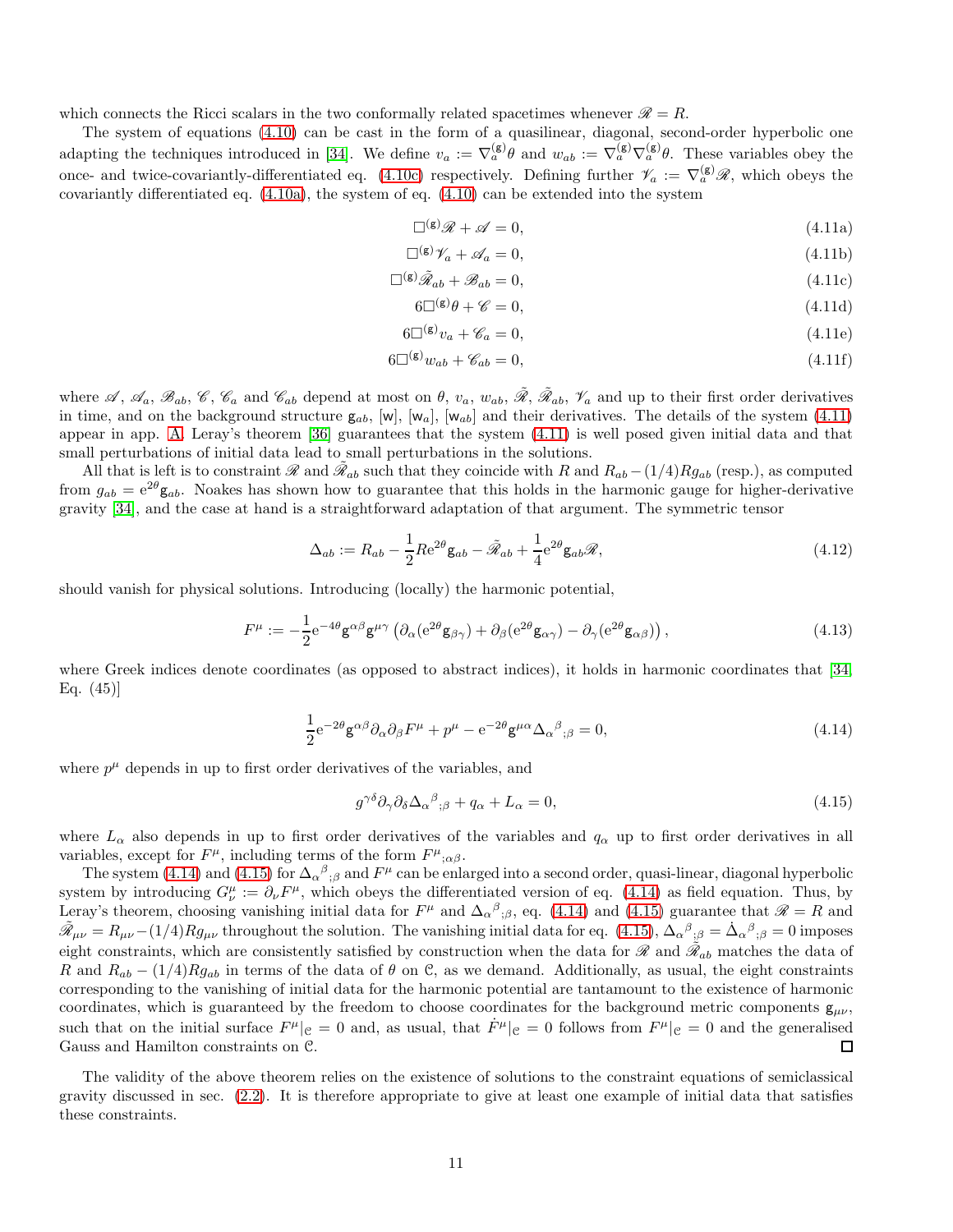which connects the Ricci scalars in the two conformally related spacetimes whenever $\mathscr{R} = R$.

The system of equations (4.10) can be cast in the form of a quasilinear, diagonal, second-order hyperbolic one adapting the techniques introduced in [34]. We define $v_a := \nabla^{(\mathsf{g})}_a \theta$ and $w_{ab} := \nabla^{(\mathsf{g})}_a \nabla^{(\mathsf{g})}_a \theta$. These variables obey the once- and twice-covariantly-differentiated eq. (4.10c) respectively. Defining further $\mathscr{V}_a := \nabla^{(\mathsf{g})}_a \mathscr{R}$, which obeys the covariantly differentiated eq. (4.10a), the system of eq. (4.10) can be extended into the system

$$\Box^{(\mathsf{g})} \mathscr{R} + \mathscr{A} = 0, \tag{4.11a}$$

$$\Box^{(\mathsf{g})} \mathscr{V}_a + \mathscr{A}_a = 0, \tag{4.11b}$$

$$\Box^{(\mathsf{g})} \tilde{\mathscr{R}}_{ab} + \mathscr{B}_{ab} = 0, \tag{4.11c}$$

$$6\Box^{(\mathsf{g})} \theta + \mathscr{C} = 0, \tag{4.11d}$$

$$6\Box^{(\mathsf{g})} v_a + \mathscr{C}_a = 0, \tag{4.11e}$$

$$6\Box^{(\mathsf{g})} w_{ab} + \mathscr{C}_{ab} = 0, \tag{4.11f}$$

where $\mathscr{A}$, $\mathscr{A}_a$, $\mathscr{B}_{ab}$, $\mathscr{C}$, $\mathscr{C}_a$ and $\mathscr{C}_{ab}$ depend at most on $\theta$, $v_a$, $w_{ab}$, $\tilde{\mathscr{R}}$, $\tilde{\mathscr{R}}_{ab}$, $\mathscr{V}_a$ and up to their first order derivatives in time, and on the background structure $\mathsf{g}_{ab}$, $[\mathsf{w}]$, $[\mathsf{w}_a]$, $[\mathsf{w}_{ab}]$ and their derivatives. The details of the system (4.11) appear in app. A. Leray's theorem [36] guarantees that the system (4.11) is well posed given initial data and that small perturbations of initial data lead to small perturbations in the solutions.

All that is left is to constraint $\mathscr{R}$ and $\tilde{\mathscr{R}}_{ab}$ such that they coincide with $R$ and $R_{ab} - (1/4)Rg_{ab}$ (resp.), as computed from $g_{ab} = \mathrm{e}^{2\theta}\mathsf{g}_{ab}$. Noakes has shown how to guarantee that this holds in the harmonic gauge for higher-derivative gravity [34], and the case at hand is a straightforward adaptation of that argument. The symmetric tensor

$$\Delta_{ab} := R_{ab} - \frac{1}{2} R \mathrm{e}^{2\theta} \mathsf{g}_{ab} - \tilde{\mathscr{R}}_{ab} + \frac{1}{4} \mathrm{e}^{2\theta} \mathsf{g}_{ab} \mathscr{R}, \tag{4.12}$$

should vanish for physical solutions. Introducing (locally) the harmonic potential,

$$F^\mu := -\frac{1}{2} \mathrm{e}^{-4\theta} \mathsf{g}^{\alpha\beta} \mathsf{g}^{\mu\gamma} \left( \partial_\alpha (\mathrm{e}^{2\theta} \mathsf{g}_{\beta\gamma}) + \partial_\beta (\mathrm{e}^{2\theta} \mathsf{g}_{\alpha\gamma}) - \partial_\gamma (\mathrm{e}^{2\theta} \mathsf{g}_{\alpha\beta}) \right), \tag{4.13}$$

where Greek indices denote coordinates (as opposed to abstract indices), it holds in harmonic coordinates that [34, Eq. (45)]

$$\frac{1}{2} \mathrm{e}^{-2\theta} \mathsf{g}^{\alpha\beta} \partial_\alpha \partial_\beta F^\mu + p^\mu - \mathrm{e}^{-2\theta} \mathsf{g}^{\mu\alpha} {\Delta_\alpha}^\beta{}_{;\beta} = 0, \tag{4.14}$$

where $p^\mu$ depends in up to first order derivatives of the variables, and

$$g^{\gamma\delta} \partial_\gamma \partial_\delta {\Delta_\alpha}^\beta{}_{;\beta} + q_\alpha + L_\alpha = 0, \tag{4.15}$$

where $L_\alpha$ also depends in up to first order derivatives of the variables and $q_\alpha$ up to first order derivatives in all variables, except for $F^\mu$, including terms of the form ${F^\mu}_{;\alpha\beta}$.

The system (4.14) and (4.15) for ${\Delta_\alpha}^\beta{}_{;\beta}$ and $F^\mu$ can be enlarged into a second order, quasi-linear, diagonal hyperbolic system by introducing $G^\mu_\nu := \partial_\nu F^\mu$, which obeys the differentiated version of eq. (4.14) as field equation. Thus, by Leray's theorem, choosing vanishing initial data for $F^\mu$ and ${\Delta_\alpha}^\beta{}_{;\beta}$, eq. (4.14) and (4.15) guarantee that $\mathscr{R} = R$ and $\tilde{\mathscr{R}}_{\mu\nu} = R_{\mu\nu} - (1/4)Rg_{\mu\nu}$ throughout the solution. The vanishing initial data for eq. (4.15), ${\Delta_\alpha}^\beta{}_{;\beta} = {\dot{\Delta}_\alpha}{}^\beta{}_{;\beta} = 0$ imposes eight constraints, which are consistently satisfied by construction when the data for $\mathscr{R}$ and $\tilde{\mathscr{R}}_{ab}$ matches the data of $R$ and $R_{ab} - (1/4)Rg_{ab}$ in terms of the data of $\theta$ on $\mathcal{C}$, as we demand. Additionally, as usual, the eight constraints corresponding to the vanishing of initial data for the harmonic potential are tantamount to the existence of harmonic coordinates, which is guaranteed by the freedom to choose coordinates for the background metric components $\mathsf{g}_{\mu\nu}$, such that on the initial surface $F^\mu|_{\mathcal{C}} = 0$ and, as usual, that $\dot{F}^\mu|_{\mathcal{C}} = 0$ follows from $F^\mu|_{\mathcal{C}} = 0$ and the generalised Gauss and Hamilton constraints on $\mathcal{C}$. □

The validity of the above theorem relies on the existence of solutions to the constraint equations of semiclassical gravity discussed in sec. (2.2). It is therefore appropriate to give at least one example of initial data that satisfies these constraints.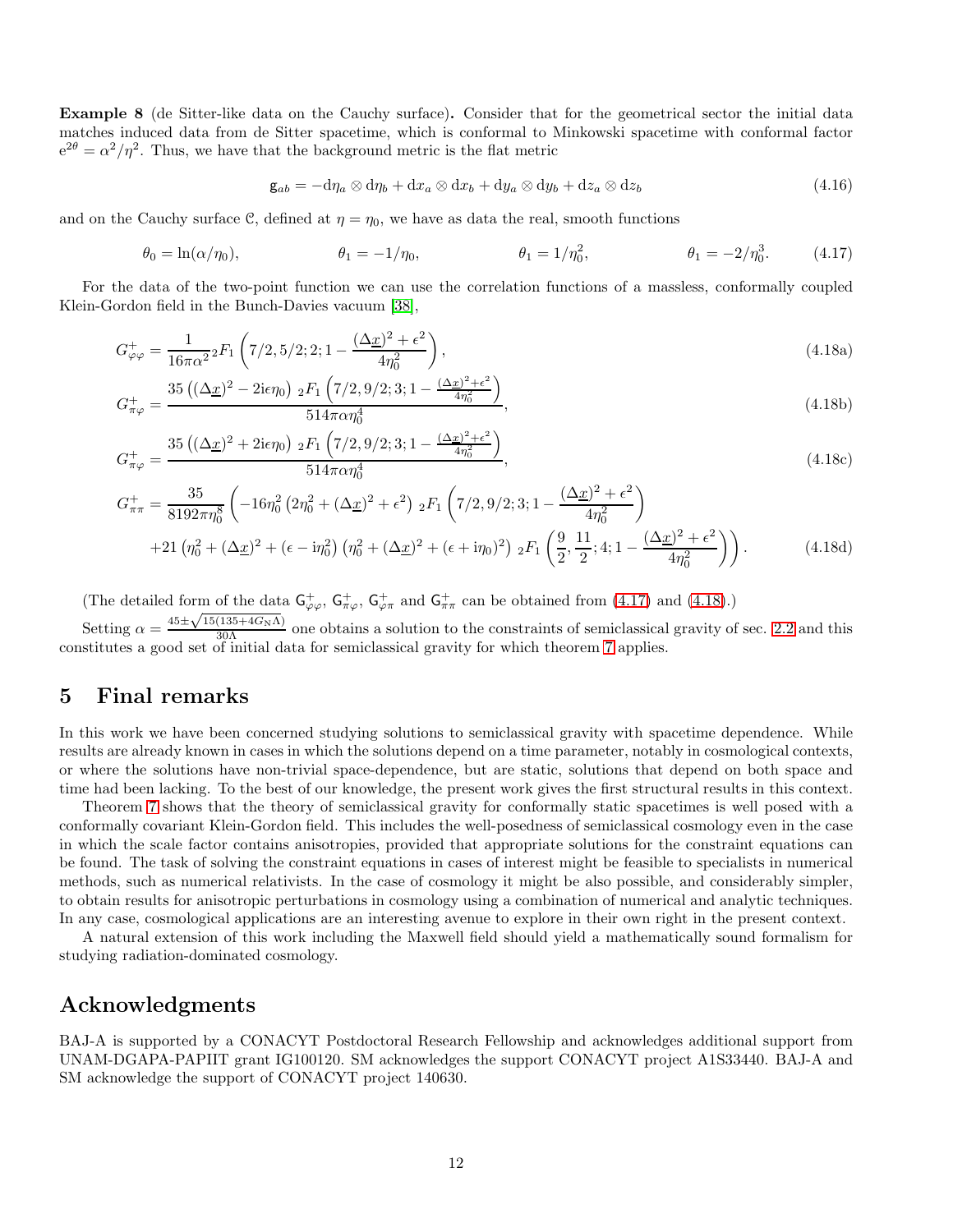**Example 8** (de Sitter-like data on the Cauchy surface)**.** Consider that for the geometrical sector the initial data matches induced data from de Sitter spacetime, which is conformal to Minkowski spacetime with conformal factor $\mathrm{e}^{2\theta} = \alpha^2/\eta^2$. Thus, we have that the background metric is the flat metric

$$\mathsf{g}_{ab} = -\mathrm{d}\eta_a \otimes \mathrm{d}\eta_b + \mathrm{d}x_a \otimes \mathrm{d}x_b + \mathrm{d}y_a \otimes \mathrm{d}y_b + \mathrm{d}z_a \otimes \mathrm{d}z_b \tag{4.16}$$

and on the Cauchy surface $\mathcal{C}$, defined at $\eta = \eta_0$, we have as data the real, smooth functions

$$\theta_0 = \ln(\alpha/\eta_0), \qquad \theta_1 = -1/\eta_0, \qquad \theta_1 = 1/\eta_0^2, \qquad \theta_1 = -2/\eta_0^3. \tag{4.17}$$

For the data of the two-point function we can use the correlation functions of a massless, conformally coupled Klein-Gordon field in the Bunch-Davies vacuum [38],

$$G^+_{\varphi\varphi} = \frac{1}{16\pi\alpha^2} {}_2F_1\left(7/2, 5/2; 2; 1 - \frac{(\Delta\underline{x})^2 + \epsilon^2}{4\eta_0^2}\right), \tag{4.18a}$$

$$G^+_{\pi\varphi} = \frac{35\left((\Delta\underline{x})^2 - 2\mathrm{i}\epsilon\eta_0\right) {}_2F_1\left(7/2, 9/2; 3; 1 - \frac{(\Delta\underline{x})^2 + \epsilon^2}{4\eta_0^2}\right)}{514\pi\alpha\eta_0^4}, \tag{4.18b}$$

$$G^+_{\pi\varphi} = \frac{35\left((\Delta\underline{x})^2 + 2\mathrm{i}\epsilon\eta_0\right) {}_2F_1\left(7/2, 9/2; 3; 1 - \frac{(\Delta\underline{x})^2 + \epsilon^2}{4\eta_0^2}\right)}{514\pi\alpha\eta_0^4}, \tag{4.18c}$$

$$\begin{aligned} G^+_{\pi\pi} = \frac{35}{8192\pi\eta_0^8} \Bigg( &-16\eta_0^2 \left(2\eta_0^2 + (\Delta\underline{x})^2 + \epsilon^2\right) {}_2F_1\left(7/2, 9/2; 3; 1 - \frac{(\Delta\underline{x})^2 + \epsilon^2}{4\eta_0^2}\right) \\ &+ 21\left(\eta_0^2 + (\Delta\underline{x})^2 + (\epsilon - \mathrm{i}\eta_0^2)\right)\left(\eta_0^2 + (\Delta\underline{x})^2 + (\epsilon + \mathrm{i}\eta_0)^2\right) {}_2F_1\left(\frac{9}{2}, \frac{11}{2}; 4; 1 - \frac{(\Delta\underline{x})^2 + \epsilon^2}{4\eta_0^2}\right)\Bigg). \end{aligned} \tag{4.18d}$$

(The detailed form of the data $\mathsf{G}^+_{\varphi\varphi}$, $\mathsf{G}^+_{\pi\varphi}$, $\mathsf{G}^+_{\varphi\pi}$ and $\mathsf{G}^+_{\pi\pi}$ can be obtained from (4.17) and (4.18).)

Setting $\alpha = \frac{45 \pm \sqrt{15(135 + 4G_\mathrm{N}\Lambda)}}{30\Lambda}$ one obtains a solution to the constraints of semiclassical gravity of sec. 2.2 and this constitutes a good set of initial data for semiclassical gravity for which theorem 7 applies.

## 5 Final remarks

In this work we have been concerned studying solutions to semiclassical gravity with spacetime dependence. While results are already known in cases in which the solutions depend on a time parameter, notably in cosmological contexts, or where the solutions have non-trivial space-dependence, but are static, solutions that depend on both space and time had been lacking. To the best of our knowledge, the present work gives the first structural results in this context.

Theorem 7 shows that the theory of semiclassical gravity for conformally static spacetimes is well posed with a conformally covariant Klein-Gordon field. This includes the well-posedness of semiclassical cosmology even in the case in which the scale factor contains anisotropies, provided that appropriate solutions for the constraint equations can be found. The task of solving the constraint equations in cases of interest might be feasible to specialists in numerical methods, such as numerical relativists. In the case of cosmology it might be also possible, and considerably simpler, to obtain results for anisotropic perturbations in cosmology using a combination of numerical and analytic techniques. In any case, cosmological applications are an interesting avenue to explore in their own right in the present context.

A natural extension of this work including the Maxwell field should yield a mathematically sound formalism for studying radiation-dominated cosmology.

## Acknowledgments

BAJ-A is supported by a CONACYT Postdoctoral Research Fellowship and acknowledges additional support from UNAM-DGAPA-PAPIIT grant IG100120. SM acknowledges the support CONACYT project A1S33440. BAJ-A and SM acknowledge the support of CONACYT project 140630.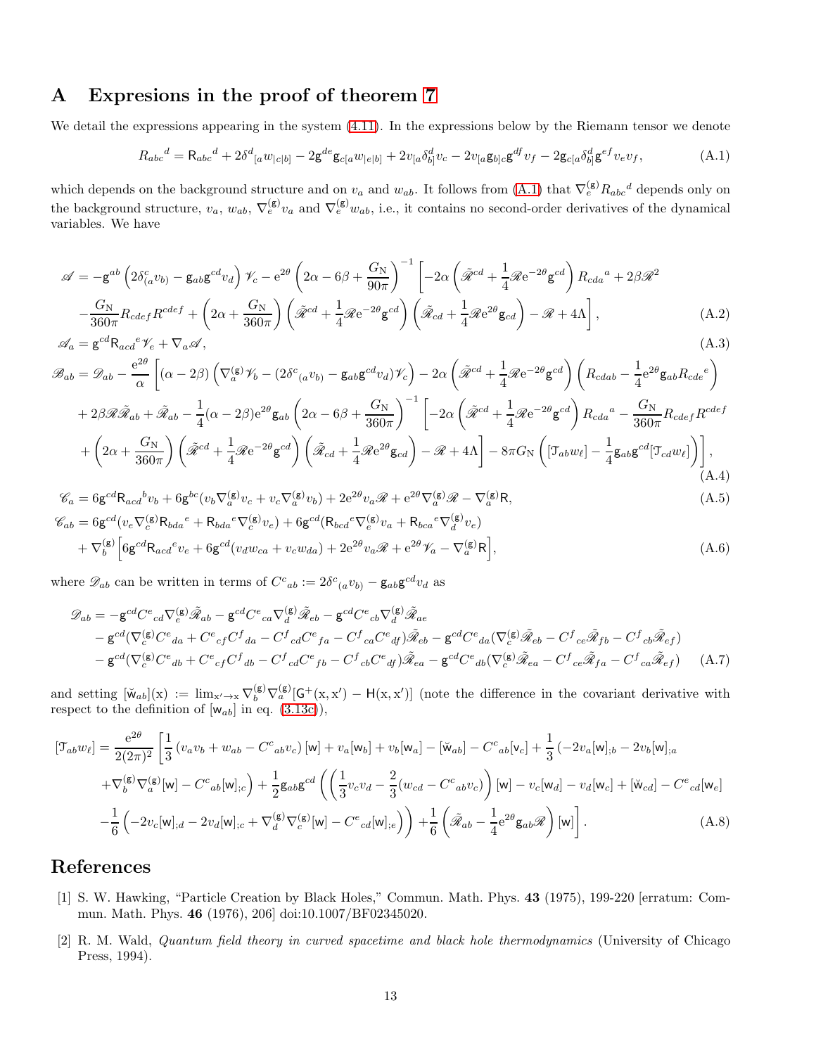## A Expresions in the proof of theorem 7

We detail the expressions appearing in the system (4.11). In the expressions below by the Riemann tensor we denote

$$R_{abc}{}^{d} = \mathsf{R}_{abc}{}^{d} + 2\delta^{d}{}_{[a}w_{|c|b]} - 2\mathsf{g}^{de}\mathsf{g}_{c[a}w_{|e|b]} + 2v_{[a}\delta^{d}_{b]}v_{c} - 2v_{[a}\mathsf{g}_{b]c}\mathsf{g}^{df}v_{f} - 2\mathsf{g}_{c[a}\delta^{d}_{b]}\mathsf{g}^{ef}v_{e}v_{f}, \tag{A.1}$$

which depends on the background structure and on $v_a$ and $w_{ab}$. It follows from (A.1) that $\nabla^{(\mathsf{g})}_{e} R_{abc}{}^{d}$ depends only on the background structure, $v_a$, $w_{ab}$, $\nabla^{(\mathsf{g})}_{e} v_a$ and $\nabla^{(\mathsf{g})}_{e} w_{ab}$, i.e., it contains no second-order derivatives of the dynamical variables. We have

$$\begin{aligned}
\mathscr{A} &= -\mathsf{g}^{ab}\left(2\delta^{c}_{(a}v_{b)} - \mathsf{g}_{ab}\mathsf{g}^{cd}v_{d}\right)\mathscr{V}_{c} - \mathrm{e}^{2\theta}\left(2\alpha - 6\beta + \frac{G_{\mathrm{N}}}{90\pi}\right)^{-1}\left[-2\alpha\left(\tilde{\mathscr{R}}^{cd} + \frac{1}{4}\mathscr{R}\mathrm{e}^{-2\theta}\mathsf{g}^{cd}\right)R_{cda}{}^{a} + 2\beta\mathscr{R}^{2}\right. \\
&\quad \left. -\frac{G_{\mathrm{N}}}{360\pi}R_{cdef}R^{cdef} + \left(2\alpha + \frac{G_{\mathrm{N}}}{360\pi}\right)\left(\tilde{\mathscr{R}}^{cd} + \frac{1}{4}\mathscr{R}\mathrm{e}^{-2\theta}\mathsf{g}^{cd}\right)\left(\tilde{\mathscr{R}}_{cd} + \frac{1}{4}\mathscr{R}\mathrm{e}^{2\theta}\mathsf{g}_{cd}\right) - \mathscr{R} + 4\Lambda\right], \qquad (A.2) \\
\mathscr{A}_a &= \mathsf{g}^{cd}\mathsf{R}_{acd}{}^{e}\mathscr{V}_{e} + \nabla_a\mathscr{A}, \qquad (A.3) \\
\mathscr{B}_{ab} &= \mathscr{D}_{ab} - \frac{\mathrm{e}^{2\theta}}{\alpha}\left[(\alpha - 2\beta)\left(\nabla^{(\mathsf{g})}_{a}\mathscr{V}_{b} - (2\delta^{c}{}_{(a}v_{b)} - \mathsf{g}_{ab}\mathsf{g}^{cd}v_{d})\mathscr{V}_{c}\right) - 2\alpha\left(\tilde{\mathscr{R}}^{cd} + \frac{1}{4}\mathscr{R}\mathrm{e}^{-2\theta}\mathsf{g}^{cd}\right)\left(R_{cdab} - \frac{1}{4}\mathrm{e}^{2\theta}\mathsf{g}_{ab}R_{cde}{}^{e}\right)\right. \\
&\quad + 2\beta\mathscr{R}\tilde{\mathscr{R}}_{ab} + \tilde{\mathscr{R}}_{ab} - \frac{1}{4}(\alpha - 2\beta)\mathrm{e}^{2\theta}\mathsf{g}_{ab}\left(2\alpha - 6\beta + \frac{G_{\mathrm{N}}}{360\pi}\right)^{-1}\left[-2\alpha\left(\tilde{\mathscr{R}}^{cd} + \frac{1}{4}\mathscr{R}\mathrm{e}^{-2\theta}\mathsf{g}^{cd}\right)R_{cda}{}^{a} - \frac{G_{\mathrm{N}}}{360\pi}R_{cdef}R^{cdef}\right. \\
&\quad \left.\left. + \left(2\alpha + \frac{G_{\mathrm{N}}}{360\pi}\right)\left(\tilde{\mathscr{R}}^{cd} + \frac{1}{4}\mathscr{R}\mathrm{e}^{-2\theta}\mathsf{g}^{cd}\right)\left(\tilde{\mathscr{R}}_{cd} + \frac{1}{4}\mathscr{R}\mathrm{e}^{2\theta}\mathsf{g}_{cd}\right) - \mathscr{R} + 4\Lambda\right] - 8\pi G_{\mathrm{N}}\left([\mathcal{T}_{ab}w_{\ell}] - \frac{1}{4}\mathsf{g}_{ab}\mathsf{g}^{cd}[\mathcal{T}_{cd}w_{\ell}]\right)\right], \qquad (A.4) \\
\mathscr{C}_a &= 6\mathsf{g}^{cd}\mathsf{R}_{acd}{}^{b}v_{b} + 6\mathsf{g}^{bc}(v_{b}\nabla^{(\mathsf{g})}_{a}v_{c} + v_{c}\nabla^{(\mathsf{g})}_{a}v_{b}) + 2\mathrm{e}^{2\theta}v_{a}\mathscr{R} + \mathrm{e}^{2\theta}\nabla^{(\mathsf{g})}_{a}\mathscr{R} - \nabla^{(\mathsf{g})}_{a}\mathsf{R}, \qquad (A.5) \\
\mathscr{C}_{ab} &= 6\mathsf{g}^{cd}(v_{e}\nabla^{(\mathsf{g})}_{c}\mathsf{R}_{bda}{}^{e} + \mathsf{R}_{bda}{}^{e}\nabla^{(\mathsf{g})}_{c}v_{e}) + 6\mathsf{g}^{cd}(\mathsf{R}_{bcd}{}^{e}\nabla^{(\mathsf{g})}_{e}v_{a} + \mathsf{R}_{bca}{}^{e}\nabla^{(\mathsf{g})}_{d}v_{e}) \\
&\quad + \nabla^{(\mathsf{g})}_{b}\Big[6\mathsf{g}^{cd}\mathsf{R}_{acd}{}^{e}v_{e} + 6\mathsf{g}^{cd}(v_{d}w_{ca} + v_{c}w_{da}) + 2\mathrm{e}^{2\theta}v_{a}\mathscr{R} + \mathrm{e}^{2\theta}\mathscr{V}_{a} - \nabla^{(\mathsf{g})}_{a}\mathsf{R}\Big], \qquad (A.6)
\end{aligned}$$

where $\mathscr{D}_{ab}$ can be written in terms of $C^{c}{}_{ab} := 2\delta^{c}{}_{(a}v_{b)} - \mathsf{g}_{ab}\mathsf{g}^{cd}v_{d}$ as

$$\begin{aligned}
\mathscr{D}_{ab} &= -\mathsf{g}^{cd}C^{e}{}_{cd}\nabla^{(\mathsf{g})}_{e}\tilde{\mathscr{R}}_{ab} - \mathsf{g}^{cd}C^{e}{}_{ca}\nabla^{(\mathsf{g})}_{d}\tilde{\mathscr{R}}_{eb} - \mathsf{g}^{cd}C^{e}{}_{cb}\nabla^{(\mathsf{g})}_{d}\tilde{\mathscr{R}}_{ae} \\
&\quad - \mathsf{g}^{cd}(\nabla^{(\mathsf{g})}_{c}C^{e}{}_{da} + C^{e}{}_{cf}C^{f}{}_{da} - C^{f}{}_{cd}C^{e}{}_{fa} - C^{f}{}_{ca}C^{e}{}_{df})\tilde{\mathscr{R}}_{eb} - \mathsf{g}^{cd}C^{e}{}_{da}(\nabla^{(\mathsf{g})}_{c}\tilde{\mathscr{R}}_{eb} - C^{f}{}_{ce}\tilde{\mathscr{R}}_{fb} - C^{f}{}_{cb}\tilde{\mathscr{R}}_{ef}) \\
&\quad - \mathsf{g}^{cd}(\nabla^{(\mathsf{g})}_{c}C^{e}{}_{db} + C^{e}{}_{cf}C^{f}{}_{db} - C^{f}{}_{cd}C^{e}{}_{fb} - C^{f}{}_{cb}C^{e}{}_{df})\tilde{\mathscr{R}}_{ea} - \mathsf{g}^{cd}C^{e}{}_{db}(\nabla^{(\mathsf{g})}_{c}\tilde{\mathscr{R}}_{ea} - C^{f}{}_{ce}\tilde{\mathscr{R}}_{fa} - C^{f}{}_{ca}\tilde{\mathscr{R}}_{ef}) \qquad (A.7)
\end{aligned}$$

and setting $[\check{\mathsf{w}}_{ab}](\mathrm{x}) := \lim_{\mathrm{x}'\to\mathrm{x}} \nabla^{(\mathsf{g})}_{b}\nabla^{(\mathsf{g})}_{a}[\mathsf{G}^{+}(\mathrm{x},\mathrm{x}') - \mathsf{H}(\mathrm{x},\mathrm{x}')]$ (note the difference in the covariant derivative with respect to the definition of $[\mathsf{w}_{ab}]$ in eq. (3.13c)),

$$\begin{aligned}
[\mathcal{T}_{ab}w_{\ell}] &= \frac{\mathrm{e}^{2\theta}}{2(2\pi)^{2}}\left[\frac{1}{3}\left(v_{a}v_{b} + w_{ab} - C^{c}{}_{ab}v_{c}\right)[\mathsf{w}] + v_{a}[\mathsf{w}_{b}] + v_{b}[\mathsf{w}_{a}] - [\check{\mathsf{w}}_{ab}] - C^{c}{}_{ab}[\mathsf{v}_{c}] + \frac{1}{3}\left(-2v_{a}[\mathsf{w}]_{;b} - 2v_{b}[\mathsf{w}]_{;a}\right.\right. \\
&\quad \left. + \nabla^{(\mathsf{g})}_{b}\nabla^{(\mathsf{g})}_{a}[\mathsf{w}] - C^{c}{}_{ab}[\mathsf{w}]_{;c}\right) + \frac{1}{2}\mathsf{g}_{ab}\mathsf{g}^{cd}\left(\left(\left(\frac{1}{3}v_{c}v_{d} - \frac{2}{3}(w_{cd} - C^{c}{}_{ab}v_{c}\right)\right)[\mathsf{w}] - v_{c}[\mathsf{w}_{d}] - v_{d}[\mathsf{w}_{c}] + [\check{\mathsf{w}}_{cd}] - C^{e}{}_{cd}[\mathsf{w}_{e}]\right. \\
&\quad \left.\left. - \frac{1}{6}\left(-2v_{c}[\mathsf{w}]_{;d} - 2v_{d}[\mathsf{w}]_{;c} + \nabla^{(\mathsf{g})}_{d}\nabla^{(\mathsf{g})}_{c}[\mathsf{w}] - C^{e}{}_{cd}[\mathsf{w}]_{;e}\right)\right) + \frac{1}{6}\left(\tilde{\mathscr{R}}_{ab} - \frac{1}{4}\mathrm{e}^{2\theta}\mathsf{g}_{ab}\mathscr{R}\right)[\mathsf{w}]\right]. \qquad (A.8)
\end{aligned}$$

## References

[1] S. W. Hawking, "Particle Creation by Black Holes," Commun. Math. Phys. **43** (1975), 199-220 [erratum: Commun. Math. Phys. **46** (1976), 206] doi:10.1007/BF02345020.

[2] R. M. Wald, *Quantum field theory in curved spacetime and black hole thermodynamics* (University of Chicago Press, 1994).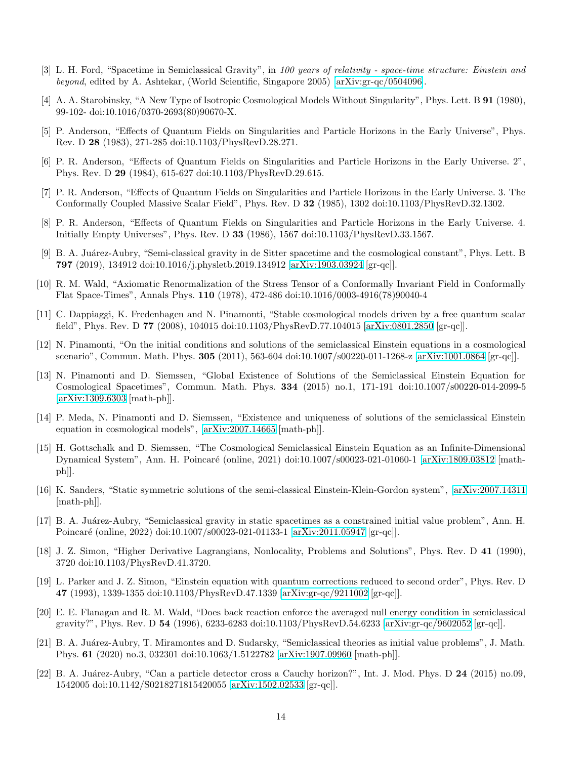[3] L. H. Ford, "Spacetime in Semiclassical Gravity", in *100 years of relativity - space-time structure: Einstein and beyond*, edited by A. Ashtekar, (World Scientific, Singapore 2005) [arXiv:gr-qc/0504096].

[4] A. A. Starobinsky, "A New Type of Isotropic Cosmological Models Without Singularity", Phys. Lett. B **91** (1980), 99-102- doi:10.1016/0370-2693(80)90670-X.

[5] P. Anderson, "Effects of Quantum Fields on Singularities and Particle Horizons in the Early Universe", Phys. Rev. D **28** (1983), 271-285 doi:10.1103/PhysRevD.28.271.

[6] P. R. Anderson, "Effects of Quantum Fields on Singularities and Particle Horizons in the Early Universe. 2", Phys. Rev. D **29** (1984), 615-627 doi:10.1103/PhysRevD.29.615.

[7] P. R. Anderson, "Effects of Quantum Fields on Singularities and Particle Horizons in the Early Universe. 3. The Conformally Coupled Massive Scalar Field", Phys. Rev. D **32** (1985), 1302 doi:10.1103/PhysRevD.32.1302.

[8] P. R. Anderson, "Effects of Quantum Fields on Singularities and Particle Horizons in the Early Universe. 4. Initially Empty Universes", Phys. Rev. D **33** (1986), 1567 doi:10.1103/PhysRevD.33.1567.

[9] B. A. Juárez-Aubry, "Semi-classical gravity in de Sitter spacetime and the cosmological constant", Phys. Lett. B **797** (2019), 134912 doi:10.1016/j.physletb.2019.134912 [arXiv:1903.03924 [gr-qc]].

[10] R. M. Wald, "Axiomatic Renormalization of the Stress Tensor of a Conformally Invariant Field in Conformally Flat Space-Times", Annals Phys. **110** (1978), 472-486 doi:10.1016/0003-4916(78)90040-4

[11] C. Dappiaggi, K. Fredenhagen and N. Pinamonti, "Stable cosmological models driven by a free quantum scalar field", Phys. Rev. D **77** (2008), 104015 doi:10.1103/PhysRevD.77.104015 [arXiv:0801.2850 [gr-qc]].

[12] N. Pinamonti, "On the initial conditions and solutions of the semiclassical Einstein equations in a cosmological scenario", Commun. Math. Phys. **305** (2011), 563-604 doi:10.1007/s00220-011-1268-z [arXiv:1001.0864 [gr-qc]].

[13] N. Pinamonti and D. Siemssen, "Global Existence of Solutions of the Semiclassical Einstein Equation for Cosmological Spacetimes", Commun. Math. Phys. **334** (2015) no.1, 171-191 doi:10.1007/s00220-014-2099-5 [arXiv:1309.6303 [math-ph]].

[14] P. Meda, N. Pinamonti and D. Siemssen, "Existence and uniqueness of solutions of the semiclassical Einstein equation in cosmological models", [arXiv:2007.14665 [math-ph]].

[15] H. Gottschalk and D. Siemssen, "The Cosmological Semiclassical Einstein Equation as an Infinite-Dimensional Dynamical System", Ann. H. Poincaré (online, 2021) doi:10.1007/s00023-021-01060-1 [arXiv:1809.03812 [math-ph]].

[16] K. Sanders, "Static symmetric solutions of the semi-classical Einstein-Klein-Gordon system", [arXiv:2007.14311 [math-ph]].

[17] B. A. Juárez-Aubry, "Semiclassical gravity in static spacetimes as a constrained initial value problem", Ann. H. Poincaré (online, 2022) doi:10.1007/s00023-021-01133-1 [arXiv:2011.05947 [gr-qc]].

[18] J. Z. Simon, "Higher Derivative Lagrangians, Nonlocality, Problems and Solutions", Phys. Rev. D **41** (1990), 3720 doi:10.1103/PhysRevD.41.3720.

[19] L. Parker and J. Z. Simon, "Einstein equation with quantum corrections reduced to second order", Phys. Rev. D **47** (1993), 1339-1355 doi:10.1103/PhysRevD.47.1339 [arXiv:gr-qc/9211002 [gr-qc]].

[20] E. E. Flanagan and R. M. Wald, "Does back reaction enforce the averaged null energy condition in semiclassical gravity?", Phys. Rev. D **54** (1996), 6233-6283 doi:10.1103/PhysRevD.54.6233 [arXiv:gr-qc/9602052 [gr-qc]].

[21] B. A. Juárez-Aubry, T. Miramontes and D. Sudarsky, "Semiclassical theories as initial value problems", J. Math. Phys. **61** (2020) no.3, 032301 doi:10.1063/1.5122782 [arXiv:1907.09960 [math-ph]].

[22] B. A. Juárez-Aubry, "Can a particle detector cross a Cauchy horizon?", Int. J. Mod. Phys. D **24** (2015) no.09, 1542005 doi:10.1142/S0218271815420055 [arXiv:1502.02533 [gr-qc]].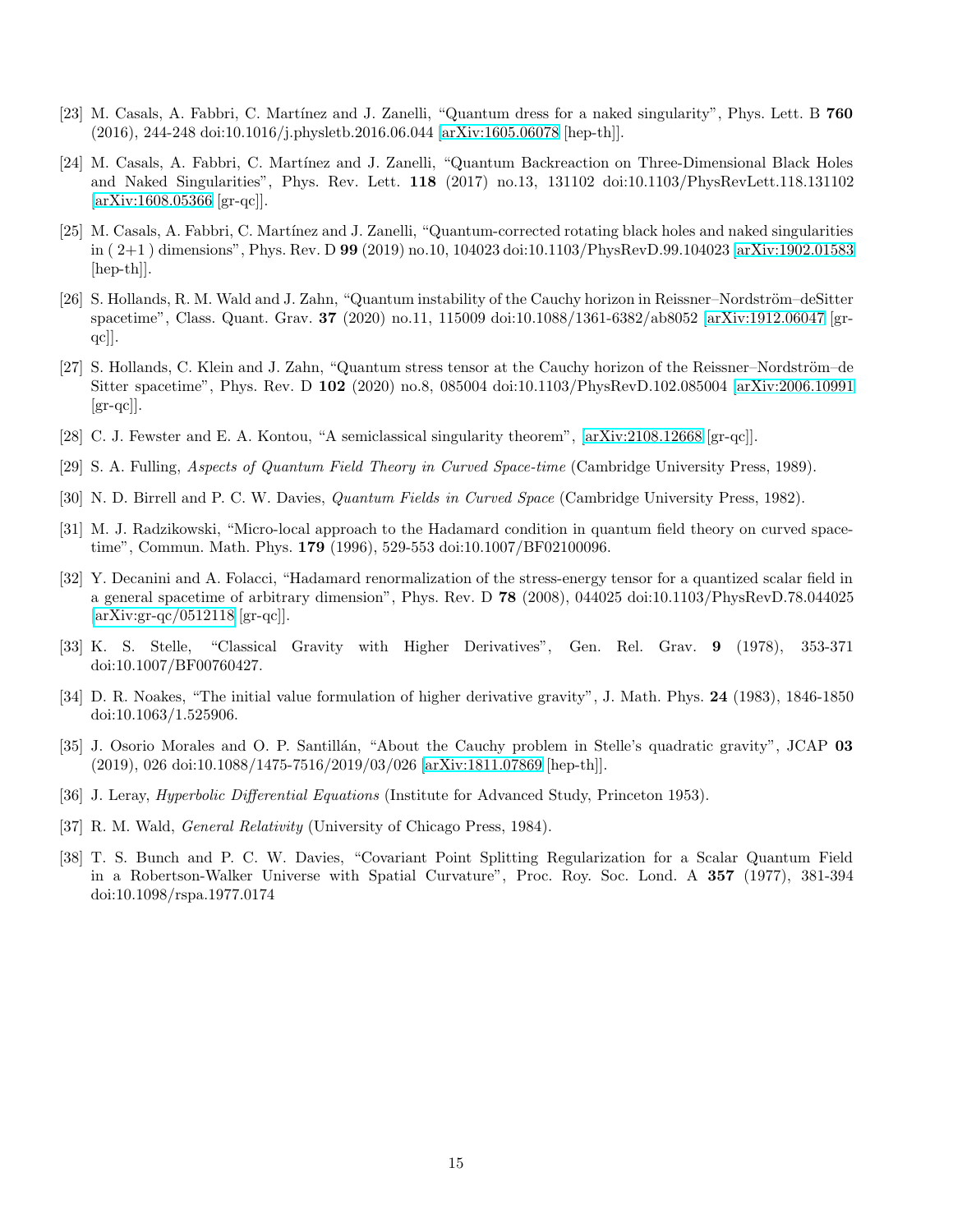[23] M. Casals, A. Fabbri, C. Martínez and J. Zanelli, "Quantum dress for a naked singularity", Phys. Lett. B **760** (2016), 244-248 doi:10.1016/j.physletb.2016.06.044 [arXiv:1605.06078 [hep-th]].

[24] M. Casals, A. Fabbri, C. Martínez and J. Zanelli, "Quantum Backreaction on Three-Dimensional Black Holes and Naked Singularities", Phys. Rev. Lett. **118** (2017) no.13, 131102 doi:10.1103/PhysRevLett.118.131102 [arXiv:1608.05366 [gr-qc]].

[25] M. Casals, A. Fabbri, C. Martínez and J. Zanelli, "Quantum-corrected rotating black holes and naked singularities in ( 2+1 ) dimensions", Phys. Rev. D **99** (2019) no.10, 104023 doi:10.1103/PhysRevD.99.104023 [arXiv:1902.01583 [hep-th]].

[26] S. Hollands, R. M. Wald and J. Zahn, "Quantum instability of the Cauchy horizon in Reissner–Nordström–deSitter spacetime", Class. Quant. Grav. **37** (2020) no.11, 115009 doi:10.1088/1361-6382/ab8052 [arXiv:1912.06047 [gr-qc]].

[27] S. Hollands, C. Klein and J. Zahn, "Quantum stress tensor at the Cauchy horizon of the Reissner–Nordström–de Sitter spacetime", Phys. Rev. D **102** (2020) no.8, 085004 doi:10.1103/PhysRevD.102.085004 [arXiv:2006.10991 [gr-qc]].

[28] C. J. Fewster and E. A. Kontou, "A semiclassical singularity theorem", [arXiv:2108.12668 [gr-qc]].

[29] S. A. Fulling, *Aspects of Quantum Field Theory in Curved Space-time* (Cambridge University Press, 1989).

[30] N. D. Birrell and P. C. W. Davies, *Quantum Fields in Curved Space* (Cambridge University Press, 1982).

[31] M. J. Radzikowski, "Micro-local approach to the Hadamard condition in quantum field theory on curved space-time", Commun. Math. Phys. **179** (1996), 529-553 doi:10.1007/BF02100096.

[32] Y. Decanini and A. Folacci, "Hadamard renormalization of the stress-energy tensor for a quantized scalar field in a general spacetime of arbitrary dimension", Phys. Rev. D **78** (2008), 044025 doi:10.1103/PhysRevD.78.044025 [arXiv:gr-qc/0512118 [gr-qc]].

[33] K. S. Stelle, "Classical Gravity with Higher Derivatives", Gen. Rel. Grav. **9** (1978), 353-371 doi:10.1007/BF00760427.

[34] D. R. Noakes, "The initial value formulation of higher derivative gravity", J. Math. Phys. **24** (1983), 1846-1850 doi:10.1063/1.525906.

[35] J. Osorio Morales and O. P. Santillán, "About the Cauchy problem in Stelle's quadratic gravity", JCAP **03** (2019), 026 doi:10.1088/1475-7516/2019/03/026 [arXiv:1811.07869 [hep-th]].

[36] J. Leray, *Hyperbolic Differential Equations* (Institute for Advanced Study, Princeton 1953).

[37] R. M. Wald, *General Relativity* (University of Chicago Press, 1984).

[38] T. S. Bunch and P. C. W. Davies, "Covariant Point Splitting Regularization for a Scalar Quantum Field in a Robertson-Walker Universe with Spatial Curvature", Proc. Roy. Soc. Lond. A **357** (1977), 381-394 doi:10.1098/rspa.1977.0174